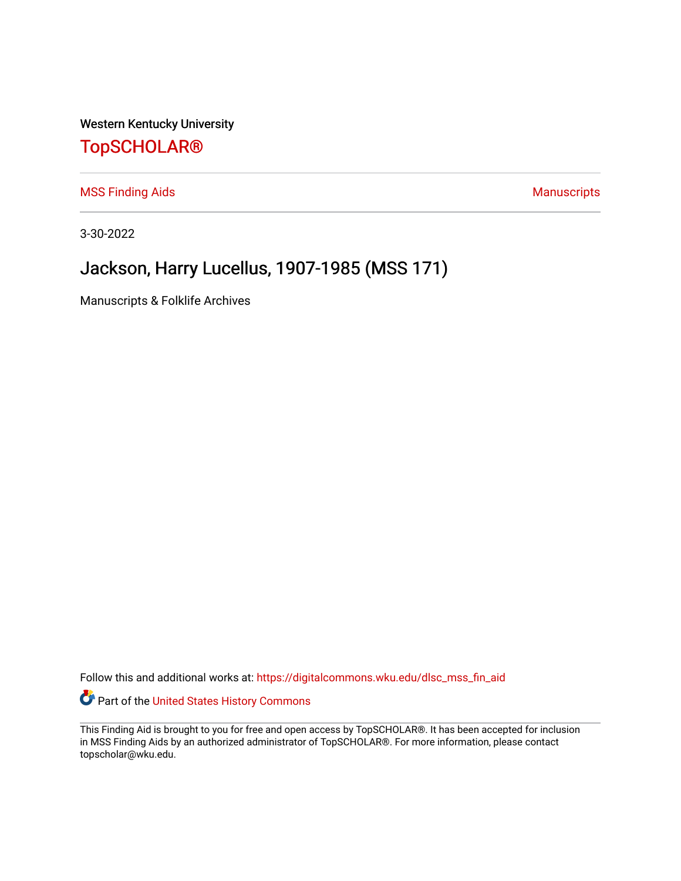Western Kentucky University

# TopSCHOLAR®

MSS Finding Aids

Manuscripts

3-30-2022

## Jackson, Harry Lucellus, 1907-1985 (MSS 171)

Manuscripts & Folklife Archives

Follow this and additional works at: https://digitalcommons.wku.edu/dlsc_mss_fin_aid

Part of the United States History Commons

This Finding Aid is brought to you for free and open access by TopSCHOLAR®. It has been accepted for inclusion in MSS Finding Aids by an authorized administrator of TopSCHOLAR®. For more information, please contact topscholar@wku.edu.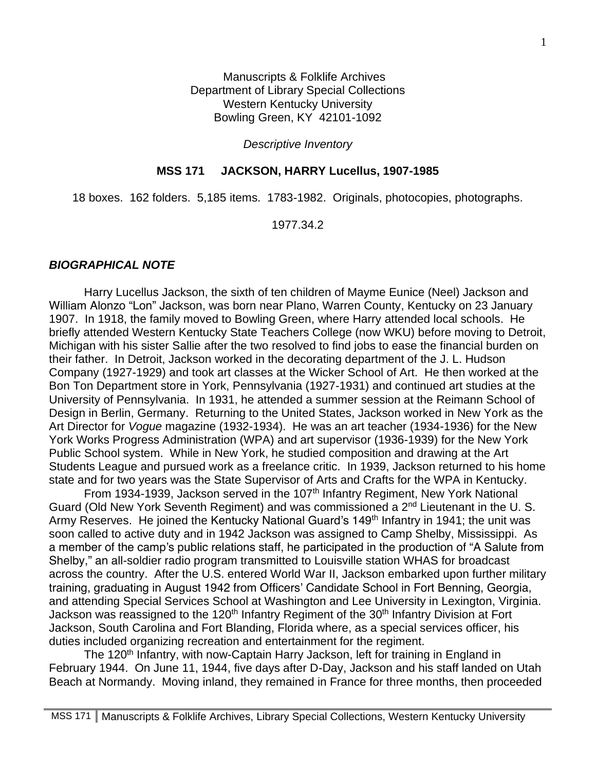Manuscripts & Folklife Archives
Department of Library Special Collections
Western Kentucky University
Bowling Green, KY 42101-1092

*Descriptive Inventory*

**MSS 171 JACKSON, HARRY Lucellus, 1907-1985**

18 boxes. 162 folders. 5,185 items. 1783-1982. Originals, photocopies, photographs.

1977.34.2

## *BIOGRAPHICAL NOTE*

Harry Lucellus Jackson, the sixth of ten children of Mayme Eunice (Neel) Jackson and William Alonzo "Lon" Jackson, was born near Plano, Warren County, Kentucky on 23 January 1907. In 1918, the family moved to Bowling Green, where Harry attended local schools. He briefly attended Western Kentucky State Teachers College (now WKU) before moving to Detroit, Michigan with his sister Sallie after the two resolved to find jobs to ease the financial burden on their father. In Detroit, Jackson worked in the decorating department of the J. L. Hudson Company (1927-1929) and took art classes at the Wicker School of Art. He then worked at the Bon Ton Department store in York, Pennsylvania (1927-1931) and continued art studies at the University of Pennsylvania. In 1931, he attended a summer session at the Reimann School of Design in Berlin, Germany. Returning to the United States, Jackson worked in New York as the Art Director for *Vogue* magazine (1932-1934). He was an art teacher (1934-1936) for the New York Works Progress Administration (WPA) and art supervisor (1936-1939) for the New York Public School system. While in New York, he studied composition and drawing at the Art Students League and pursued work as a freelance critic. In 1939, Jackson returned to his home state and for two years was the State Supervisor of Arts and Crafts for the WPA in Kentucky.

From 1934-1939, Jackson served in the 107th Infantry Regiment, New York National Guard (Old New York Seventh Regiment) and was commissioned a 2nd Lieutenant in the U. S. Army Reserves. He joined the Kentucky National Guard's 149th Infantry in 1941; the unit was soon called to active duty and in 1942 Jackson was assigned to Camp Shelby, Mississippi. As a member of the camp's public relations staff, he participated in the production of "A Salute from Shelby," an all-soldier radio program transmitted to Louisville station WHAS for broadcast across the country. After the U.S. entered World War II, Jackson embarked upon further military training, graduating in August 1942 from Officers' Candidate School in Fort Benning, Georgia, and attending Special Services School at Washington and Lee University in Lexington, Virginia. Jackson was reassigned to the 120th Infantry Regiment of the 30th Infantry Division at Fort Jackson, South Carolina and Fort Blanding, Florida where, as a special services officer, his duties included organizing recreation and entertainment for the regiment.

The 120th Infantry, with now-Captain Harry Jackson, left for training in England in February 1944. On June 11, 1944, five days after D-Day, Jackson and his staff landed on Utah Beach at Normandy. Moving inland, they remained in France for three months, then proceeded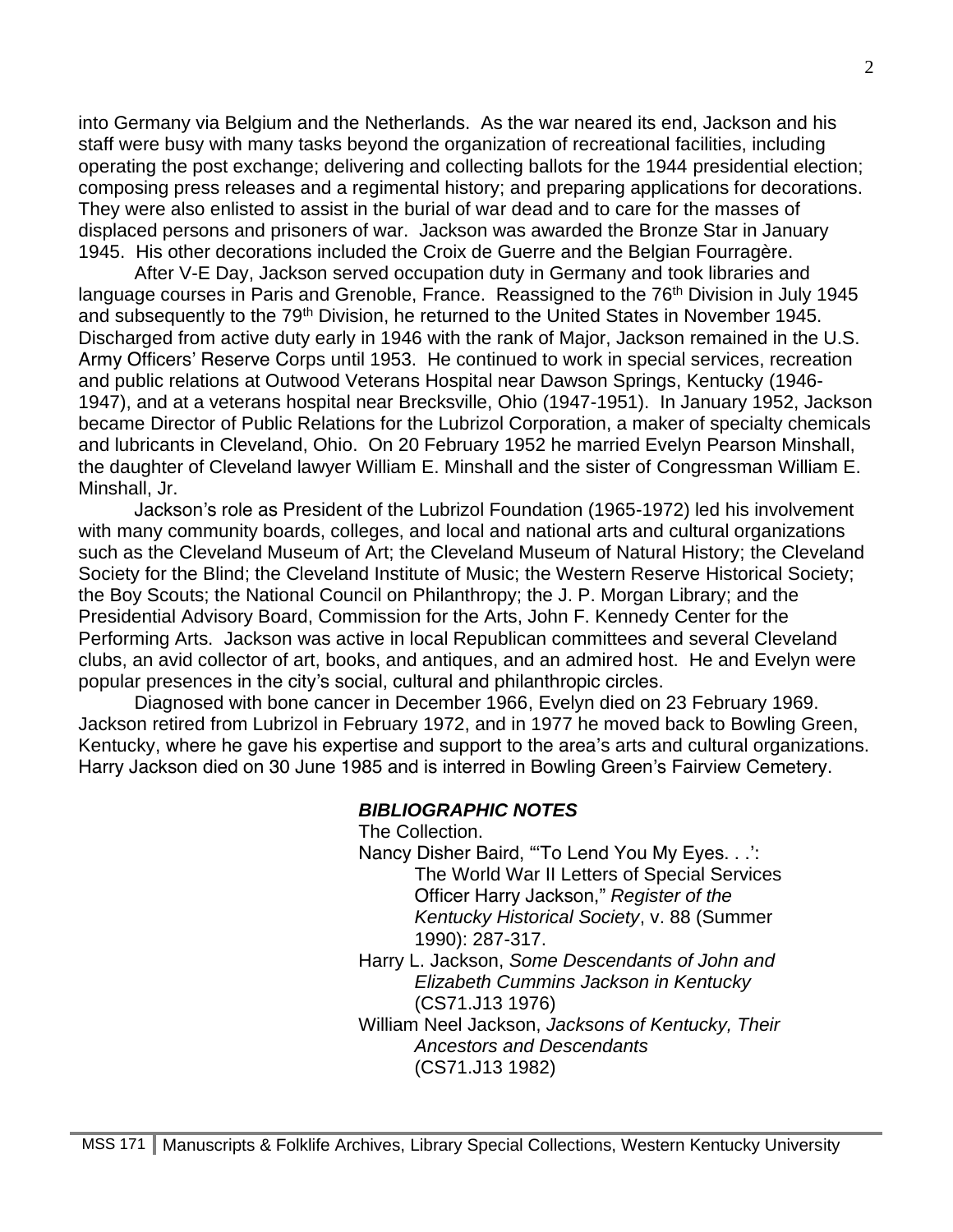into Germany via Belgium and the Netherlands. As the war neared its end, Jackson and his staff were busy with many tasks beyond the organization of recreational facilities, including operating the post exchange; delivering and collecting ballots for the 1944 presidential election; composing press releases and a regimental history; and preparing applications for decorations. They were also enlisted to assist in the burial of war dead and to care for the masses of displaced persons and prisoners of war. Jackson was awarded the Bronze Star in January 1945. His other decorations included the Croix de Guerre and the Belgian Fourragère.

After V-E Day, Jackson served occupation duty in Germany and took libraries and language courses in Paris and Grenoble, France. Reassigned to the 76th Division in July 1945 and subsequently to the 79th Division, he returned to the United States in November 1945. Discharged from active duty early in 1946 with the rank of Major, Jackson remained in the U.S. Army Officers' Reserve Corps until 1953. He continued to work in special services, recreation and public relations at Outwood Veterans Hospital near Dawson Springs, Kentucky (1946-1947), and at a veterans hospital near Brecksville, Ohio (1947-1951). In January 1952, Jackson became Director of Public Relations for the Lubrizol Corporation, a maker of specialty chemicals and lubricants in Cleveland, Ohio. On 20 February 1952 he married Evelyn Pearson Minshall, the daughter of Cleveland lawyer William E. Minshall and the sister of Congressman William E. Minshall, Jr.

Jackson's role as President of the Lubrizol Foundation (1965-1972) led his involvement with many community boards, colleges, and local and national arts and cultural organizations such as the Cleveland Museum of Art; the Cleveland Museum of Natural History; the Cleveland Society for the Blind; the Cleveland Institute of Music; the Western Reserve Historical Society; the Boy Scouts; the National Council on Philanthropy; the J. P. Morgan Library; and the Presidential Advisory Board, Commission for the Arts, John F. Kennedy Center for the Performing Arts. Jackson was active in local Republican committees and several Cleveland clubs, an avid collector of art, books, and antiques, and an admired host. He and Evelyn were popular presences in the city's social, cultural and philanthropic circles.

Diagnosed with bone cancer in December 1966, Evelyn died on 23 February 1969. Jackson retired from Lubrizol in February 1972, and in 1977 he moved back to Bowling Green, Kentucky, where he gave his expertise and support to the area's arts and cultural organizations. Harry Jackson died on 30 June 1985 and is interred in Bowling Green's Fairview Cemetery.

### *BIBLIOGRAPHIC NOTES*

The Collection.

Nancy Disher Baird, "'To Lend You My Eyes. . .': The World War II Letters of Special Services Officer Harry Jackson," *Register of the Kentucky Historical Society*, v. 88 (Summer 1990): 287-317.

Harry L. Jackson, *Some Descendants of John and Elizabeth Cummins Jackson in Kentucky* (CS71.J13 1976)

William Neel Jackson, *Jacksons of Kentucky, Their Ancestors and Descendants* (CS71.J13 1982)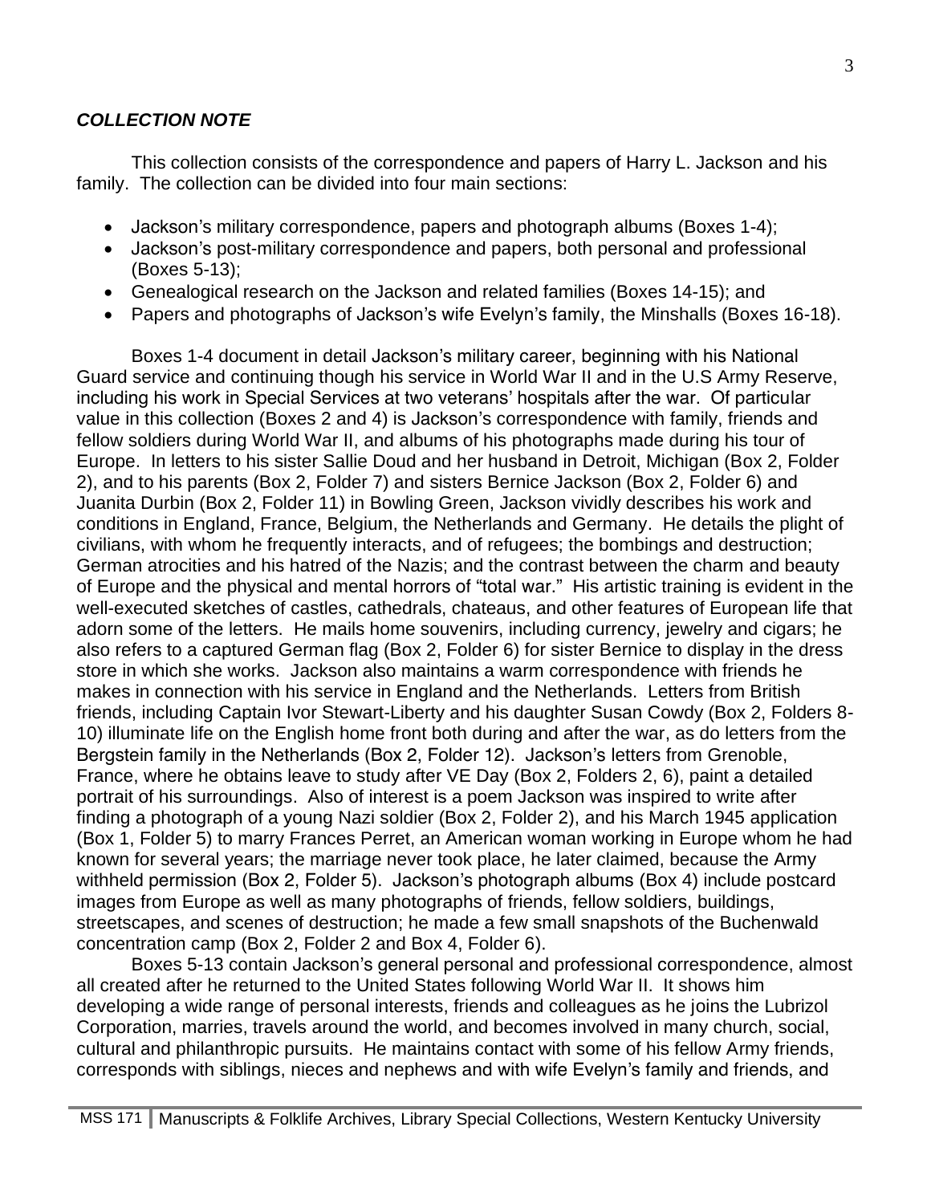***COLLECTION NOTE***

This collection consists of the correspondence and papers of Harry L. Jackson and his family. The collection can be divided into four main sections:

- Jackson's military correspondence, papers and photograph albums (Boxes 1-4);
- Jackson's post-military correspondence and papers, both personal and professional (Boxes 5-13);
- Genealogical research on the Jackson and related families (Boxes 14-15); and
- Papers and photographs of Jackson's wife Evelyn's family, the Minshalls (Boxes 16-18).

Boxes 1-4 document in detail Jackson's military career, beginning with his National Guard service and continuing though his service in World War II and in the U.S Army Reserve, including his work in Special Services at two veterans' hospitals after the war. Of particular value in this collection (Boxes 2 and 4) is Jackson's correspondence with family, friends and fellow soldiers during World War II, and albums of his photographs made during his tour of Europe. In letters to his sister Sallie Doud and her husband in Detroit, Michigan (Box 2, Folder 2), and to his parents (Box 2, Folder 7) and sisters Bernice Jackson (Box 2, Folder 6) and Juanita Durbin (Box 2, Folder 11) in Bowling Green, Jackson vividly describes his work and conditions in England, France, Belgium, the Netherlands and Germany. He details the plight of civilians, with whom he frequently interacts, and of refugees; the bombings and destruction; German atrocities and his hatred of the Nazis; and the contrast between the charm and beauty of Europe and the physical and mental horrors of "total war." His artistic training is evident in the well-executed sketches of castles, cathedrals, chateaus, and other features of European life that adorn some of the letters. He mails home souvenirs, including currency, jewelry and cigars; he also refers to a captured German flag (Box 2, Folder 6) for sister Bernice to display in the dress store in which she works. Jackson also maintains a warm correspondence with friends he makes in connection with his service in England and the Netherlands. Letters from British friends, including Captain Ivor Stewart-Liberty and his daughter Susan Cowdy (Box 2, Folders 8-10) illuminate life on the English home front both during and after the war, as do letters from the Bergstein family in the Netherlands (Box 2, Folder 12). Jackson's letters from Grenoble, France, where he obtains leave to study after VE Day (Box 2, Folders 2, 6), paint a detailed portrait of his surroundings. Also of interest is a poem Jackson was inspired to write after finding a photograph of a young Nazi soldier (Box 2, Folder 2), and his March 1945 application (Box 1, Folder 5) to marry Frances Perret, an American woman working in Europe whom he had known for several years; the marriage never took place, he later claimed, because the Army withheld permission (Box 2, Folder 5). Jackson's photograph albums (Box 4) include postcard images from Europe as well as many photographs of friends, fellow soldiers, buildings, streetscapes, and scenes of destruction; he made a few small snapshots of the Buchenwald concentration camp (Box 2, Folder 2 and Box 4, Folder 6).

Boxes 5-13 contain Jackson's general personal and professional correspondence, almost all created after he returned to the United States following World War II. It shows him developing a wide range of personal interests, friends and colleagues as he joins the Lubrizol Corporation, marries, travels around the world, and becomes involved in many church, social, cultural and philanthropic pursuits. He maintains contact with some of his fellow Army friends, corresponds with siblings, nieces and nephews and with wife Evelyn's family and friends, and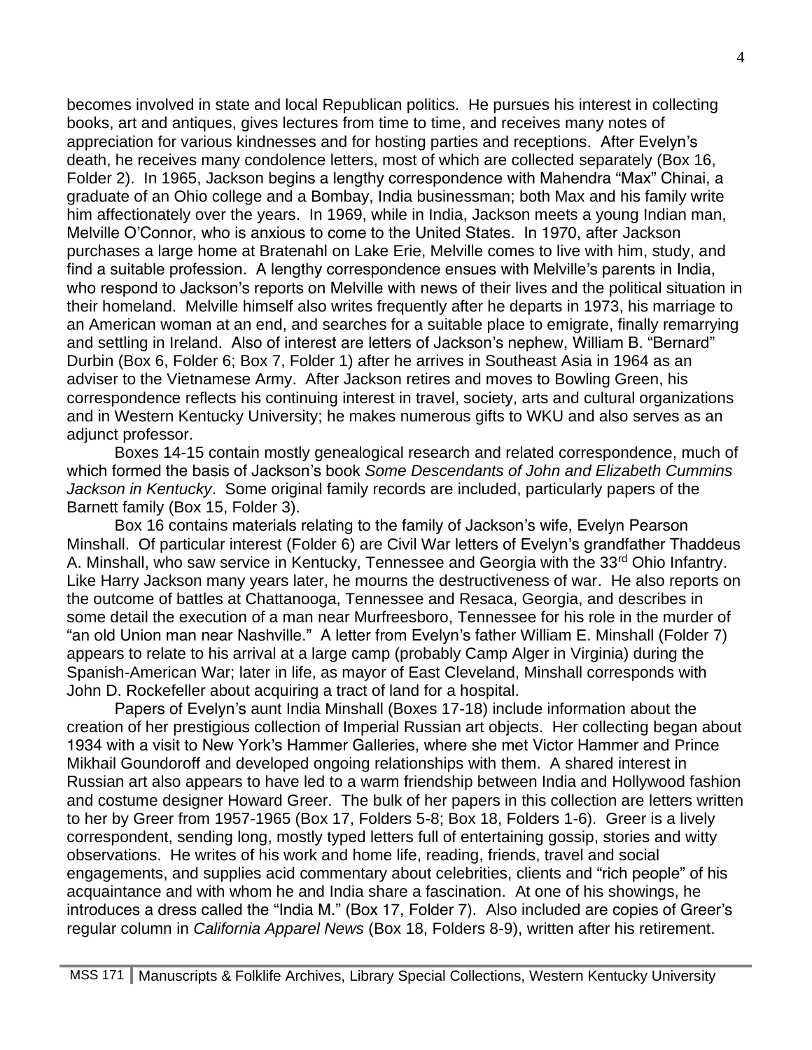becomes involved in state and local Republican politics. He pursues his interest in collecting books, art and antiques, gives lectures from time to time, and receives many notes of appreciation for various kindnesses and for hosting parties and receptions. After Evelyn's death, he receives many condolence letters, most of which are collected separately (Box 16, Folder 2). In 1965, Jackson begins a lengthy correspondence with Mahendra "Max" Chinai, a graduate of an Ohio college and a Bombay, India businessman; both Max and his family write him affectionately over the years. In 1969, while in India, Jackson meets a young Indian man, Melville O'Connor, who is anxious to come to the United States. In 1970, after Jackson purchases a large home at Bratenahl on Lake Erie, Melville comes to live with him, study, and find a suitable profession. A lengthy correspondence ensues with Melville's parents in India, who respond to Jackson's reports on Melville with news of their lives and the political situation in their homeland. Melville himself also writes frequently after he departs in 1973, his marriage to an American woman at an end, and searches for a suitable place to emigrate, finally remarrying and settling in Ireland. Also of interest are letters of Jackson's nephew, William B. "Bernard" Durbin (Box 6, Folder 6; Box 7, Folder 1) after he arrives in Southeast Asia in 1964 as an adviser to the Vietnamese Army. After Jackson retires and moves to Bowling Green, his correspondence reflects his continuing interest in travel, society, arts and cultural organizations and in Western Kentucky University; he makes numerous gifts to WKU and also serves as an adjunct professor.

Boxes 14-15 contain mostly genealogical research and related correspondence, much of which formed the basis of Jackson's book *Some Descendants of John and Elizabeth Cummins Jackson in Kentucky*. Some original family records are included, particularly papers of the Barnett family (Box 15, Folder 3).

Box 16 contains materials relating to the family of Jackson's wife, Evelyn Pearson Minshall. Of particular interest (Folder 6) are Civil War letters of Evelyn's grandfather Thaddeus A. Minshall, who saw service in Kentucky, Tennessee and Georgia with the 33rd Ohio Infantry. Like Harry Jackson many years later, he mourns the destructiveness of war. He also reports on the outcome of battles at Chattanooga, Tennessee and Resaca, Georgia, and describes in some detail the execution of a man near Murfreesboro, Tennessee for his role in the murder of "an old Union man near Nashville." A letter from Evelyn's father William E. Minshall (Folder 7) appears to relate to his arrival at a large camp (probably Camp Alger in Virginia) during the Spanish-American War; later in life, as mayor of East Cleveland, Minshall corresponds with John D. Rockefeller about acquiring a tract of land for a hospital.

Papers of Evelyn's aunt India Minshall (Boxes 17-18) include information about the creation of her prestigious collection of Imperial Russian art objects. Her collecting began about 1934 with a visit to New York's Hammer Galleries, where she met Victor Hammer and Prince Mikhail Goundoroff and developed ongoing relationships with them. A shared interest in Russian art also appears to have led to a warm friendship between India and Hollywood fashion and costume designer Howard Greer. The bulk of her papers in this collection are letters written to her by Greer from 1957-1965 (Box 17, Folders 5-8; Box 18, Folders 1-6). Greer is a lively correspondent, sending long, mostly typed letters full of entertaining gossip, stories and witty observations. He writes of his work and home life, reading, friends, travel and social engagements, and supplies acid commentary about celebrities, clients and "rich people" of his acquaintance and with whom he and India share a fascination. At one of his showings, he introduces a dress called the "India M." (Box 17, Folder 7). Also included are copies of Greer's regular column in *California Apparel News* (Box 18, Folders 8-9), written after his retirement.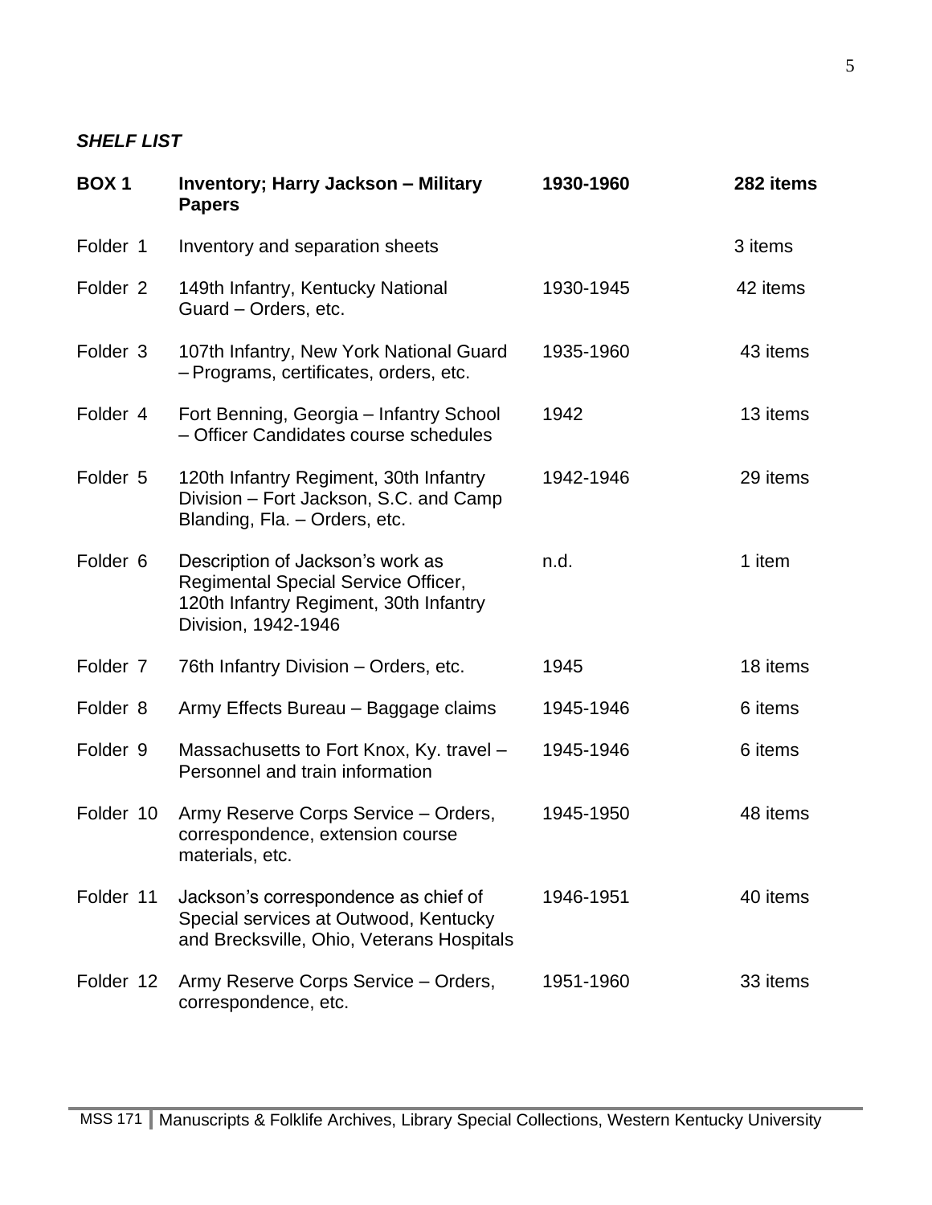***SHELF LIST***

| **BOX 1** | **Inventory; Harry Jackson – Military Papers** | **1930-1960** | **282 items** |
|---|---|---|---|
| Folder 1 | Inventory and separation sheets | | 3 items |
| Folder 2 | 149th Infantry, Kentucky National Guard – Orders, etc. | 1930-1945 | 42 items |
| Folder 3 | 107th Infantry, New York National Guard – Programs, certificates, orders, etc. | 1935-1960 | 43 items |
| Folder 4 | Fort Benning, Georgia – Infantry School – Officer Candidates course schedules | 1942 | 13 items |
| Folder 5 | 120th Infantry Regiment, 30th Infantry Division – Fort Jackson, S.C. and Camp Blanding, Fla. – Orders, etc. | 1942-1946 | 29 items |
| Folder 6 | Description of Jackson's work as Regimental Special Service Officer, 120th Infantry Regiment, 30th Infantry Division, 1942-1946 | n.d. | 1 item |
| Folder 7 | 76th Infantry Division – Orders, etc. | 1945 | 18 items |
| Folder 8 | Army Effects Bureau – Baggage claims | 1945-1946 | 6 items |
| Folder 9 | Massachusetts to Fort Knox, Ky. travel – Personnel and train information | 1945-1946 | 6 items |
| Folder 10 | Army Reserve Corps Service – Orders, correspondence, extension course materials, etc. | 1945-1950 | 48 items |
| Folder 11 | Jackson's correspondence as chief of Special services at Outwood, Kentucky and Brecksville, Ohio, Veterans Hospitals | 1946-1951 | 40 items |
| Folder 12 | Army Reserve Corps Service – Orders, correspondence, etc. | 1951-1960 | 33 items |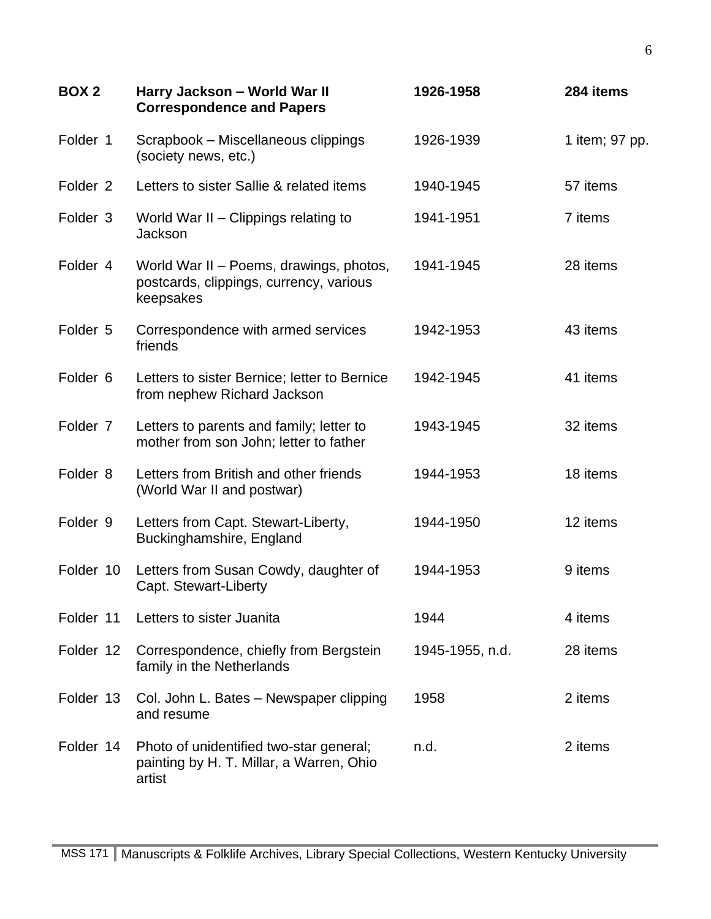| **BOX 2** | **Harry Jackson – World War II Correspondence and Papers** | **1926-1958** | **284 items** |
|---|---|---|---|
| Folder 1 | Scrapbook – Miscellaneous clippings (society news, etc.) | 1926-1939 | 1 item; 97 pp. |
| Folder 2 | Letters to sister Sallie & related items | 1940-1945 | 57 items |
| Folder 3 | World War II – Clippings relating to Jackson | 1941-1951 | 7 items |
| Folder 4 | World War II – Poems, drawings, photos, postcards, clippings, currency, various keepsakes | 1941-1945 | 28 items |
| Folder 5 | Correspondence with armed services friends | 1942-1953 | 43 items |
| Folder 6 | Letters to sister Bernice; letter to Bernice from nephew Richard Jackson | 1942-1945 | 41 items |
| Folder 7 | Letters to parents and family; letter to mother from son John; letter to father | 1943-1945 | 32 items |
| Folder 8 | Letters from British and other friends (World War II and postwar) | 1944-1953 | 18 items |
| Folder 9 | Letters from Capt. Stewart-Liberty, Buckinghamshire, England | 1944-1950 | 12 items |
| Folder 10 | Letters from Susan Cowdy, daughter of Capt. Stewart-Liberty | 1944-1953 | 9 items |
| Folder 11 | Letters to sister Juanita | 1944 | 4 items |
| Folder 12 | Correspondence, chiefly from Bergstein family in the Netherlands | 1945-1955, n.d. | 28 items |
| Folder 13 | Col. John L. Bates – Newspaper clipping and resume | 1958 | 2 items |
| Folder 14 | Photo of unidentified two-star general; painting by H. T. Millar, a Warren, Ohio artist | n.d. | 2 items |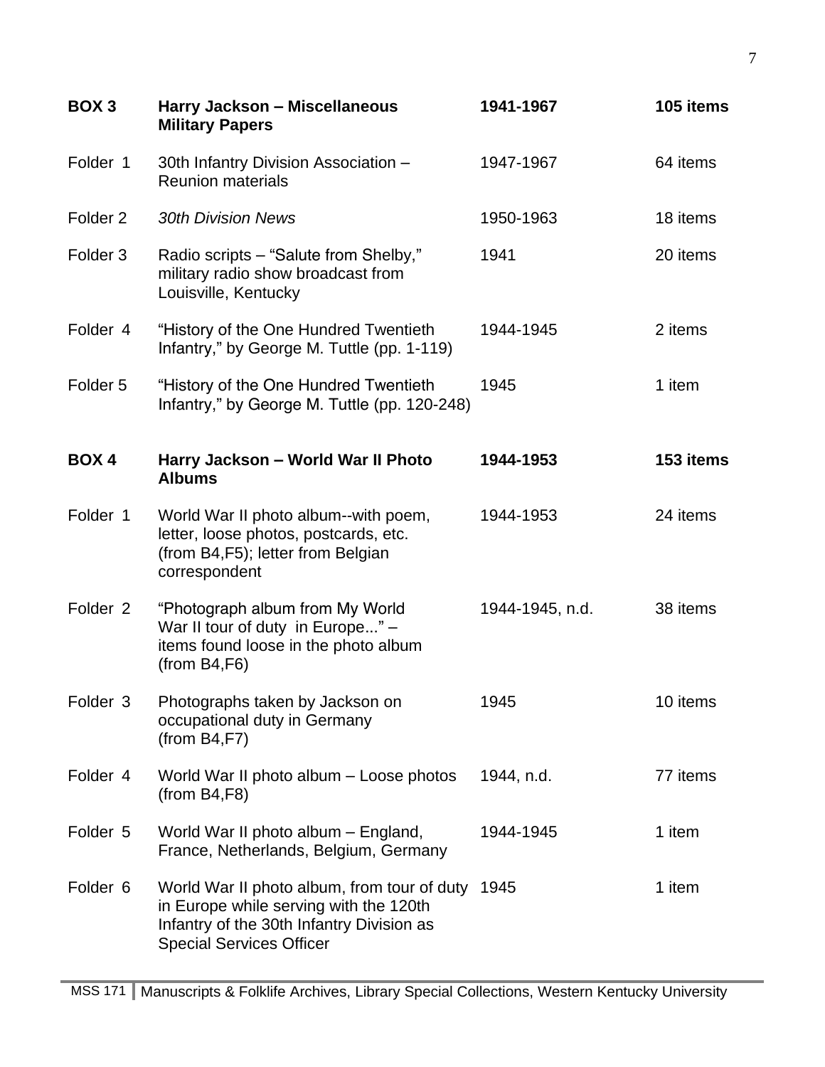| | | | |
|---|---|---|---|
| **BOX 3** | **Harry Jackson – Miscellaneous Military Papers** | **1941-1967** | **105 items** |
| Folder 1 | 30th Infantry Division Association – Reunion materials | 1947-1967 | 64 items |
| Folder 2 | *30th Division News* | 1950-1963 | 18 items |
| Folder 3 | Radio scripts – "Salute from Shelby," military radio show broadcast from Louisville, Kentucky | 1941 | 20 items |
| Folder 4 | "History of the One Hundred Twentieth Infantry," by George M. Tuttle (pp. 1-119) | 1944-1945 | 2 items |
| Folder 5 | "History of the One Hundred Twentieth Infantry," by George M. Tuttle (pp. 120-248) | 1945 | 1 item |
| **BOX 4** | **Harry Jackson – World War II Photo Albums** | **1944-1953** | **153 items** |
| Folder 1 | World War II photo album--with poem, letter, loose photos, postcards, etc. (from B4,F5); letter from Belgian correspondent | 1944-1953 | 24 items |
| Folder 2 | "Photograph album from My World War II tour of duty in Europe..." – items found loose in the photo album (from B4,F6) | 1944-1945, n.d. | 38 items |
| Folder 3 | Photographs taken by Jackson on occupational duty in Germany (from B4,F7) | 1945 | 10 items |
| Folder 4 | World War II photo album – Loose photos (from B4,F8) | 1944, n.d. | 77 items |
| Folder 5 | World War II photo album – England, France, Netherlands, Belgium, Germany | 1944-1945 | 1 item |
| Folder 6 | World War II photo album, from tour of duty in Europe while serving with the 120th Infantry of the 30th Infantry Division as Special Services Officer | 1945 | 1 item |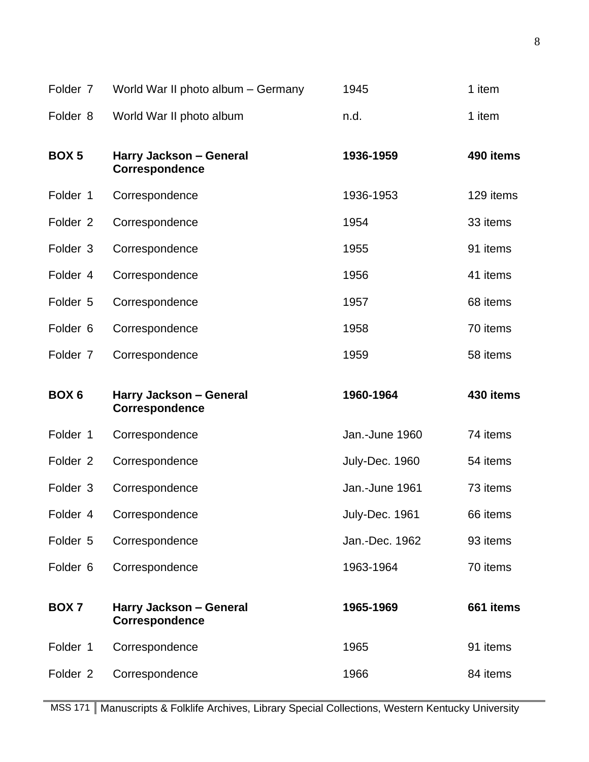| | | | |
|---|---|---|---|
| Folder 7 | World War II photo album – Germany | 1945 | 1 item |
| Folder 8 | World War II photo album | n.d. | 1 item |
| **BOX 5** | **Harry Jackson – General Correspondence** | **1936-1959** | **490 items** |
| Folder 1 | Correspondence | 1936-1953 | 129 items |
| Folder 2 | Correspondence | 1954 | 33 items |
| Folder 3 | Correspondence | 1955 | 91 items |
| Folder 4 | Correspondence | 1956 | 41 items |
| Folder 5 | Correspondence | 1957 | 68 items |
| Folder 6 | Correspondence | 1958 | 70 items |
| Folder 7 | Correspondence | 1959 | 58 items |
| **BOX 6** | **Harry Jackson – General Correspondence** | **1960-1964** | **430 items** |
| Folder 1 | Correspondence | Jan.-June 1960 | 74 items |
| Folder 2 | Correspondence | July-Dec. 1960 | 54 items |
| Folder 3 | Correspondence | Jan.-June 1961 | 73 items |
| Folder 4 | Correspondence | July-Dec. 1961 | 66 items |
| Folder 5 | Correspondence | Jan.-Dec. 1962 | 93 items |
| Folder 6 | Correspondence | 1963-1964 | 70 items |
| **BOX 7** | **Harry Jackson – General Correspondence** | **1965-1969** | **661 items** |
| Folder 1 | Correspondence | 1965 | 91 items |
| Folder 2 | Correspondence | 1966 | 84 items |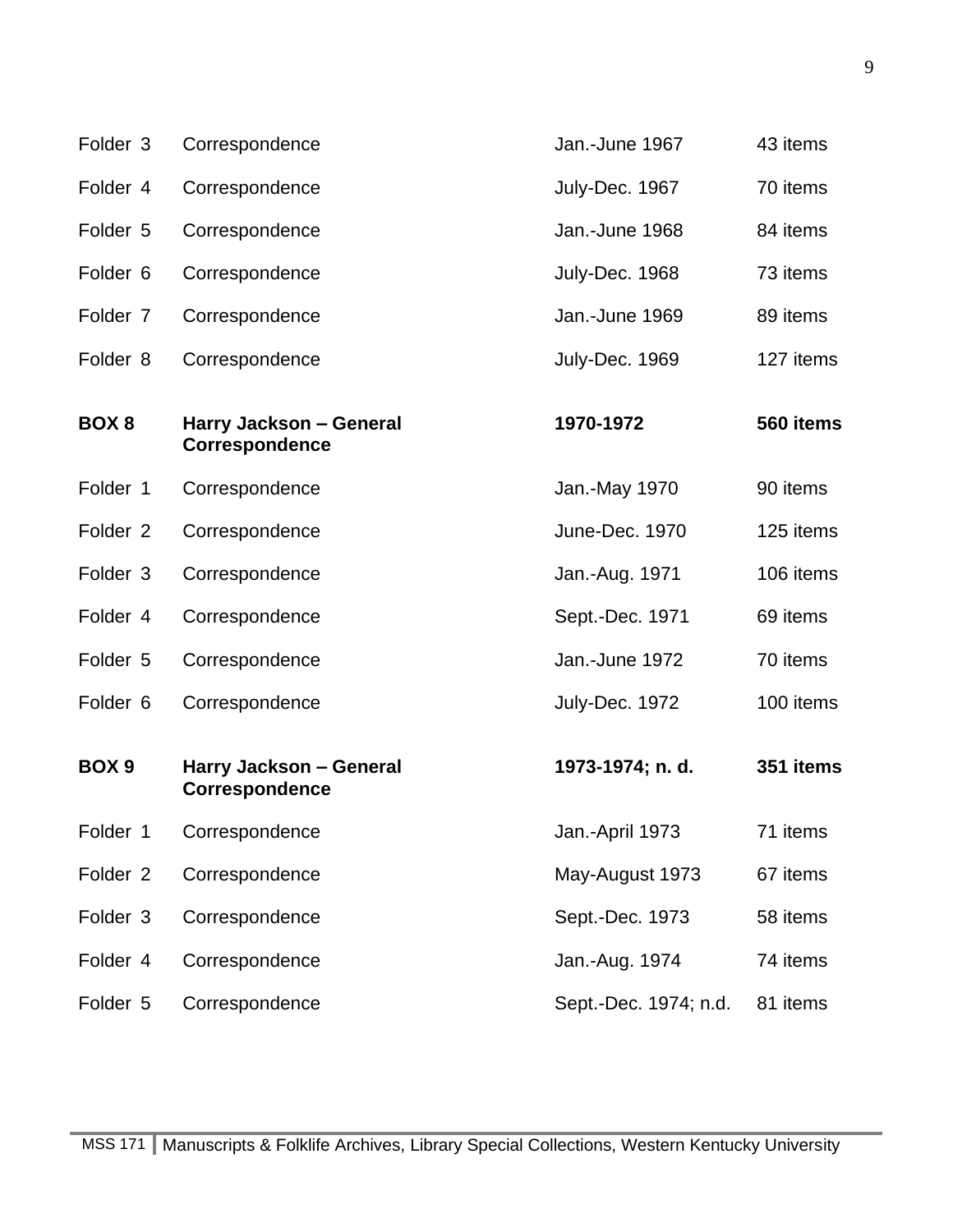| | | | |
|---|---|---|---|
| Folder 3 | Correspondence | Jan.-June 1967 | 43 items |
| Folder 4 | Correspondence | July-Dec. 1967 | 70 items |
| Folder 5 | Correspondence | Jan.-June 1968 | 84 items |
| Folder 6 | Correspondence | July-Dec. 1968 | 73 items |
| Folder 7 | Correspondence | Jan.-June 1969 | 89 items |
| Folder 8 | Correspondence | July-Dec. 1969 | 127 items |
| **BOX 8** | **Harry Jackson – General Correspondence** | **1970-1972** | **560 items** |
| Folder 1 | Correspondence | Jan.-May 1970 | 90 items |
| Folder 2 | Correspondence | June-Dec. 1970 | 125 items |
| Folder 3 | Correspondence | Jan.-Aug. 1971 | 106 items |
| Folder 4 | Correspondence | Sept.-Dec. 1971 | 69 items |
| Folder 5 | Correspondence | Jan.-June 1972 | 70 items |
| Folder 6 | Correspondence | July-Dec. 1972 | 100 items |
| **BOX 9** | **Harry Jackson – General Correspondence** | **1973-1974; n. d.** | **351 items** |
| Folder 1 | Correspondence | Jan.-April 1973 | 71 items |
| Folder 2 | Correspondence | May-August 1973 | 67 items |
| Folder 3 | Correspondence | Sept.-Dec. 1973 | 58 items |
| Folder 4 | Correspondence | Jan.-Aug. 1974 | 74 items |
| Folder 5 | Correspondence | Sept.-Dec. 1974; n.d. | 81 items |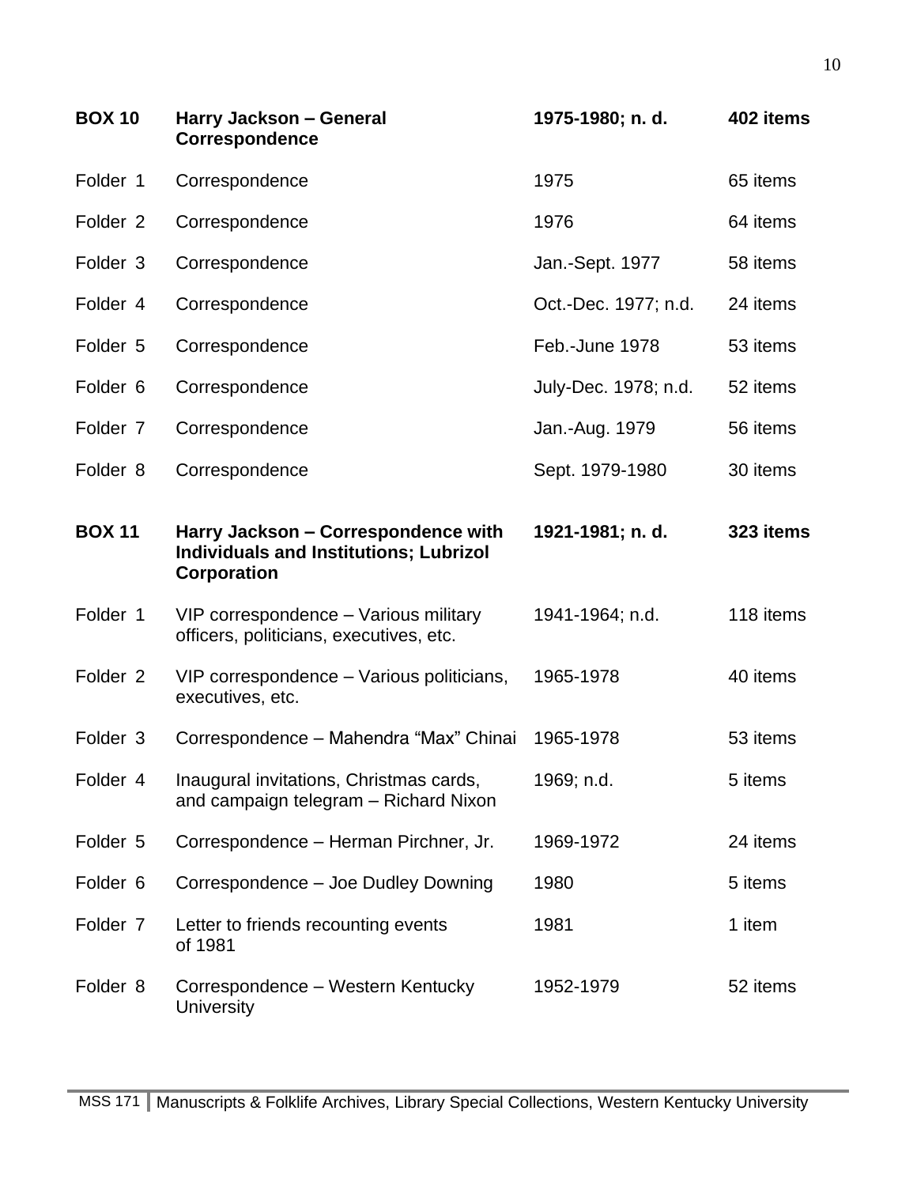| | | | |
|---|---|---|---|
| **BOX 10** | **Harry Jackson – General Correspondence** | **1975-1980; n. d.** | **402 items** |
| Folder 1 | Correspondence | 1975 | 65 items |
| Folder 2 | Correspondence | 1976 | 64 items |
| Folder 3 | Correspondence | Jan.-Sept. 1977 | 58 items |
| Folder 4 | Correspondence | Oct.-Dec. 1977; n.d. | 24 items |
| Folder 5 | Correspondence | Feb.-June 1978 | 53 items |
| Folder 6 | Correspondence | July-Dec. 1978; n.d. | 52 items |
| Folder 7 | Correspondence | Jan.-Aug. 1979 | 56 items |
| Folder 8 | Correspondence | Sept. 1979-1980 | 30 items |
| **BOX 11** | **Harry Jackson – Correspondence with Individuals and Institutions; Lubrizol Corporation** | **1921-1981; n. d.** | **323 items** |
| Folder 1 | VIP correspondence – Various military officers, politicians, executives, etc. | 1941-1964; n.d. | 118 items |
| Folder 2 | VIP correspondence – Various politicians, executives, etc. | 1965-1978 | 40 items |
| Folder 3 | Correspondence – Mahendra "Max" Chinai | 1965-1978 | 53 items |
| Folder 4 | Inaugural invitations, Christmas cards, and campaign telegram – Richard Nixon | 1969; n.d. | 5 items |
| Folder 5 | Correspondence – Herman Pirchner, Jr. | 1969-1972 | 24 items |
| Folder 6 | Correspondence – Joe Dudley Downing | 1980 | 5 items |
| Folder 7 | Letter to friends recounting events of 1981 | 1981 | 1 item |
| Folder 8 | Correspondence – Western Kentucky University | 1952-1979 | 52 items |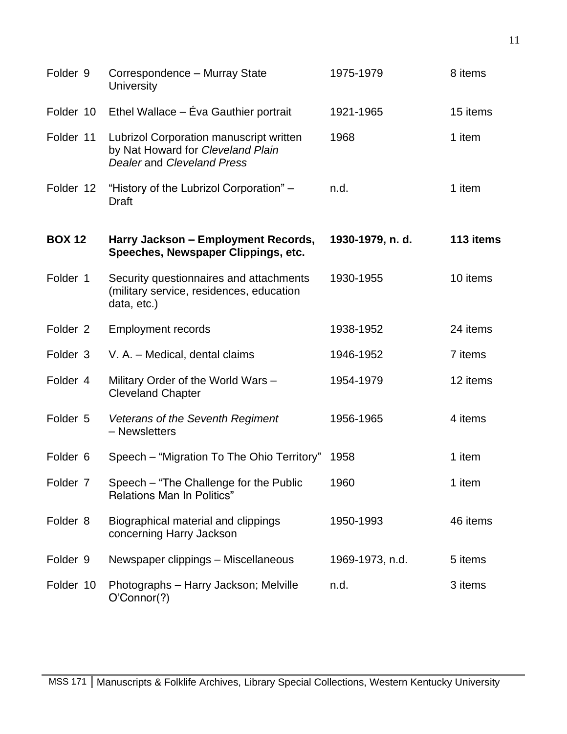| | | | |
|---|---|---|---|
| Folder 9 | Correspondence – Murray State University | 1975-1979 | 8 items |
| Folder 10 | Ethel Wallace – Éva Gauthier portrait | 1921-1965 | 15 items |
| Folder 11 | Lubrizol Corporation manuscript written by Nat Howard for *Cleveland Plain Dealer* and *Cleveland Press* | 1968 | 1 item |
| Folder 12 | "History of the Lubrizol Corporation" – Draft | n.d. | 1 item |
| **BOX 12** | **Harry Jackson – Employment Records, Speeches, Newspaper Clippings, etc.** | **1930-1979, n. d.** | **113 items** |
| Folder 1 | Security questionnaires and attachments (military service, residences, education data, etc.) | 1930-1955 | 10 items |
| Folder 2 | Employment records | 1938-1952 | 24 items |
| Folder 3 | V. A. – Medical, dental claims | 1946-1952 | 7 items |
| Folder 4 | Military Order of the World Wars – Cleveland Chapter | 1954-1979 | 12 items |
| Folder 5 | *Veterans of the Seventh Regiment* – Newsletters | 1956-1965 | 4 items |
| Folder 6 | Speech – "Migration To The Ohio Territory" | 1958 | 1 item |
| Folder 7 | Speech – "The Challenge for the Public Relations Man In Politics" | 1960 | 1 item |
| Folder 8 | Biographical material and clippings concerning Harry Jackson | 1950-1993 | 46 items |
| Folder 9 | Newspaper clippings – Miscellaneous | 1969-1973, n.d. | 5 items |
| Folder 10 | Photographs – Harry Jackson; Melville O'Connor(?) | n.d. | 3 items |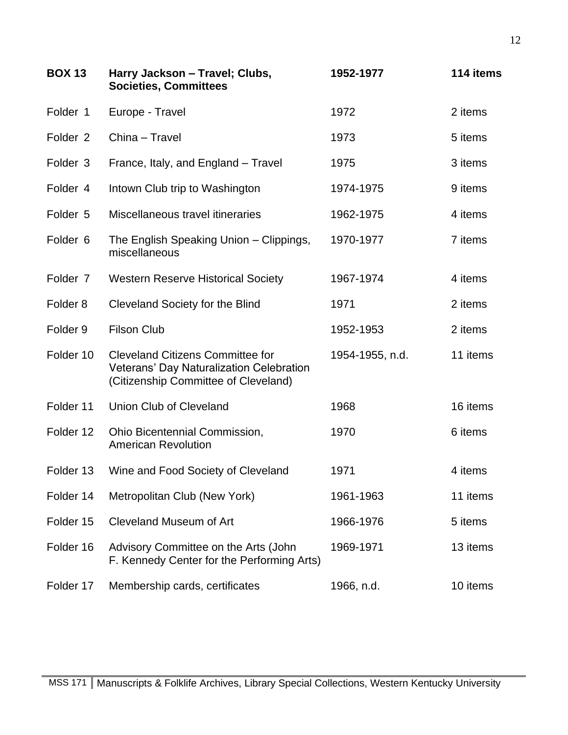| **BOX 13** | **Harry Jackson – Travel; Clubs, Societies, Committees** | **1952-1977** | **114 items** |
|---|---|---|---|
| Folder 1 | Europe - Travel | 1972 | 2 items |
| Folder 2 | China – Travel | 1973 | 5 items |
| Folder 3 | France, Italy, and England – Travel | 1975 | 3 items |
| Folder 4 | Intown Club trip to Washington | 1974-1975 | 9 items |
| Folder 5 | Miscellaneous travel itineraries | 1962-1975 | 4 items |
| Folder 6 | The English Speaking Union – Clippings, miscellaneous | 1970-1977 | 7 items |
| Folder 7 | Western Reserve Historical Society | 1967-1974 | 4 items |
| Folder 8 | Cleveland Society for the Blind | 1971 | 2 items |
| Folder 9 | Filson Club | 1952-1953 | 2 items |
| Folder 10 | Cleveland Citizens Committee for Veterans' Day Naturalization Celebration (Citizenship Committee of Cleveland) | 1954-1955, n.d. | 11 items |
| Folder 11 | Union Club of Cleveland | 1968 | 16 items |
| Folder 12 | Ohio Bicentennial Commission, American Revolution | 1970 | 6 items |
| Folder 13 | Wine and Food Society of Cleveland | 1971 | 4 items |
| Folder 14 | Metropolitan Club (New York) | 1961-1963 | 11 items |
| Folder 15 | Cleveland Museum of Art | 1966-1976 | 5 items |
| Folder 16 | Advisory Committee on the Arts (John F. Kennedy Center for the Performing Arts) | 1969-1971 | 13 items |
| Folder 17 | Membership cards, certificates | 1966, n.d. | 10 items |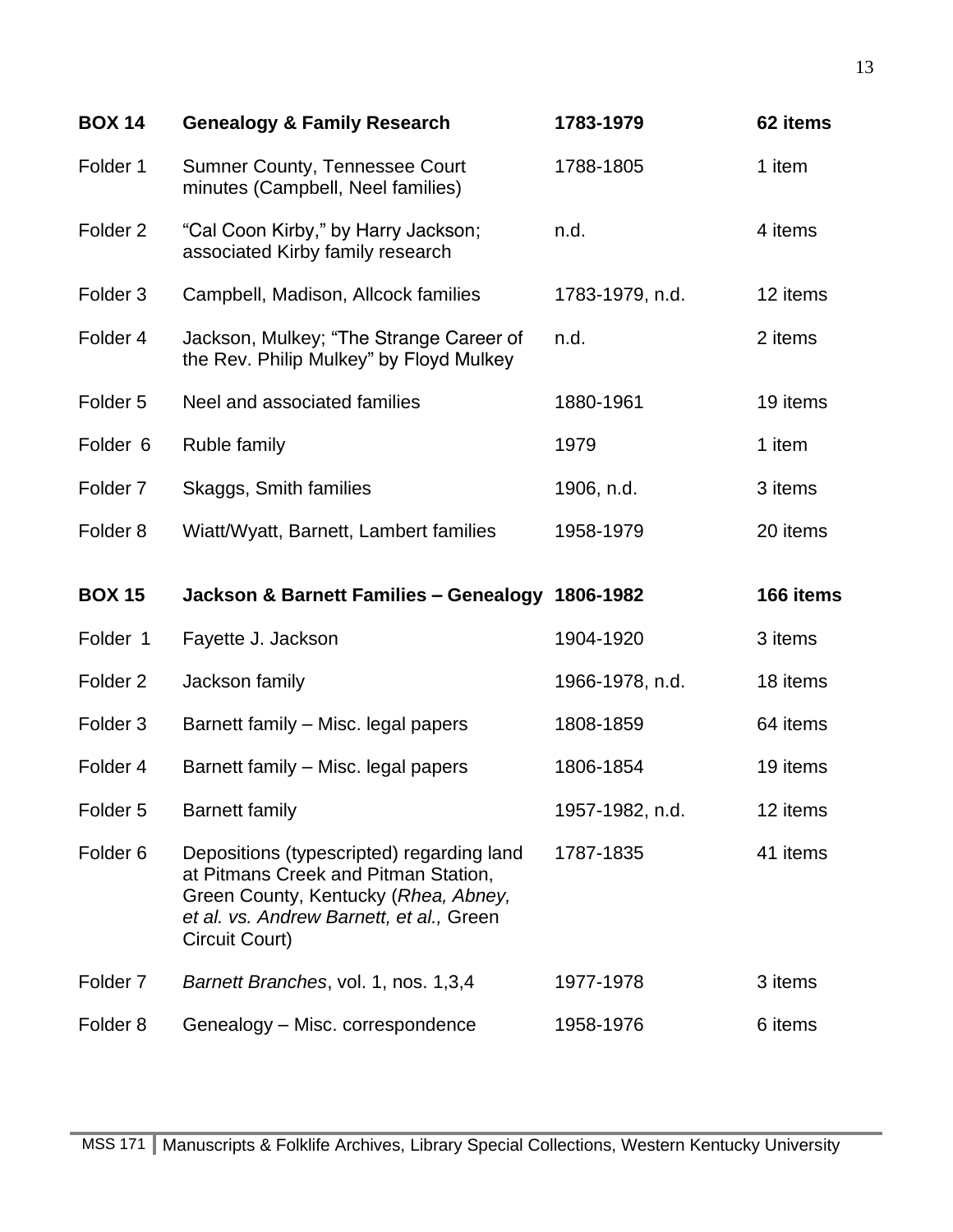| **BOX 14** | **Genealogy & Family Research** | **1783-1979** | **62 items** |
|---|---|---|---|
| Folder 1 | Sumner County, Tennessee Court minutes (Campbell, Neel families) | 1788-1805 | 1 item |
| Folder 2 | "Cal Coon Kirby," by Harry Jackson; associated Kirby family research | n.d. | 4 items |
| Folder 3 | Campbell, Madison, Allcock families | 1783-1979, n.d. | 12 items |
| Folder 4 | Jackson, Mulkey; "The Strange Career of the Rev. Philip Mulkey" by Floyd Mulkey | n.d. | 2 items |
| Folder 5 | Neel and associated families | 1880-1961 | 19 items |
| Folder 6 | Ruble family | 1979 | 1 item |
| Folder 7 | Skaggs, Smith families | 1906, n.d. | 3 items |
| Folder 8 | Wiatt/Wyatt, Barnett, Lambert families | 1958-1979 | 20 items |

| **BOX 15** | **Jackson & Barnett Families – Genealogy** | **1806-1982** | **166 items** |
|---|---|---|---|
| Folder 1 | Fayette J. Jackson | 1904-1920 | 3 items |
| Folder 2 | Jackson family | 1966-1978, n.d. | 18 items |
| Folder 3 | Barnett family – Misc. legal papers | 1808-1859 | 64 items |
| Folder 4 | Barnett family – Misc. legal papers | 1806-1854 | 19 items |
| Folder 5 | Barnett family | 1957-1982, n.d. | 12 items |
| Folder 6 | Depositions (typescripted) regarding land at Pitmans Creek and Pitman Station, Green County, Kentucky (*Rhea, Abney, et al. vs. Andrew Barnett, et al.,* Green Circuit Court) | 1787-1835 | 41 items |
| Folder 7 | *Barnett Branches*, vol. 1, nos. 1,3,4 | 1977-1978 | 3 items |
| Folder 8 | Genealogy – Misc. correspondence | 1958-1976 | 6 items |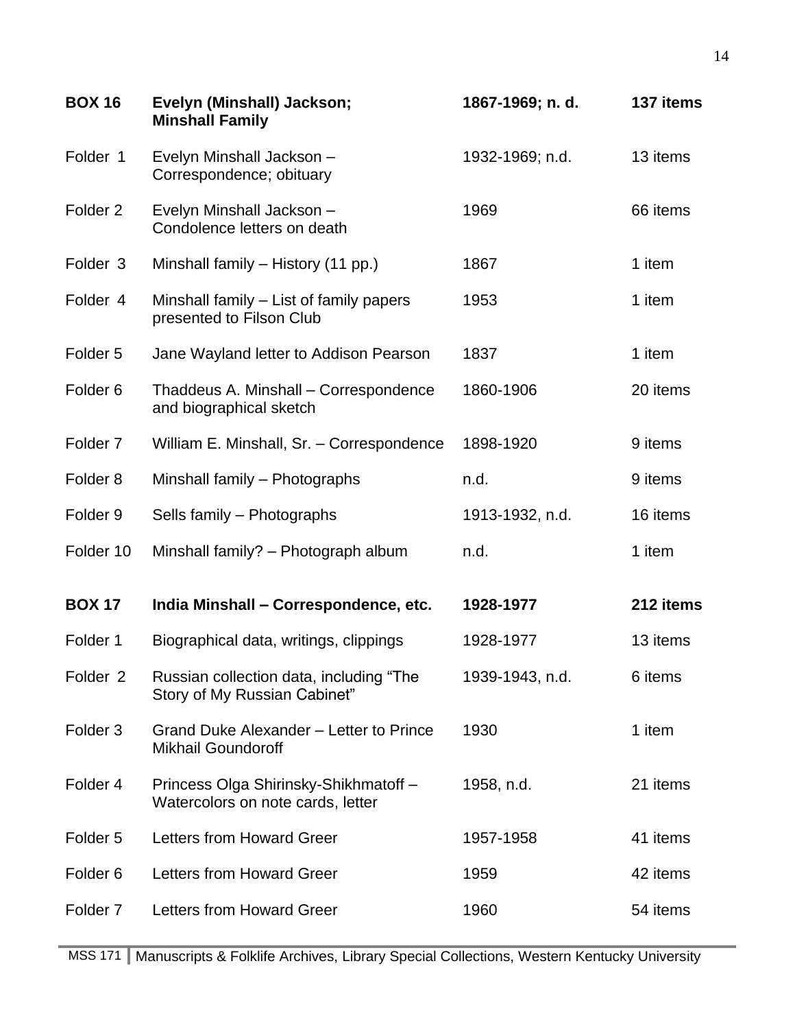| | | | |
|---|---|---|---|
| **BOX 16** | **Evelyn (Minshall) Jackson; Minshall Family** | **1867-1969; n. d.** | **137 items** |
| Folder 1 | Evelyn Minshall Jackson – Correspondence; obituary | 1932-1969; n.d. | 13 items |
| Folder 2 | Evelyn Minshall Jackson – Condolence letters on death | 1969 | 66 items |
| Folder 3 | Minshall family – History (11 pp.) | 1867 | 1 item |
| Folder 4 | Minshall family – List of family papers presented to Filson Club | 1953 | 1 item |
| Folder 5 | Jane Wayland letter to Addison Pearson | 1837 | 1 item |
| Folder 6 | Thaddeus A. Minshall – Correspondence and biographical sketch | 1860-1906 | 20 items |
| Folder 7 | William E. Minshall, Sr. – Correspondence | 1898-1920 | 9 items |
| Folder 8 | Minshall family – Photographs | n.d. | 9 items |
| Folder 9 | Sells family – Photographs | 1913-1932, n.d. | 16 items |
| Folder 10 | Minshall family? – Photograph album | n.d. | 1 item |
| **BOX 17** | **India Minshall – Correspondence, etc.** | **1928-1977** | **212 items** |
| Folder 1 | Biographical data, writings, clippings | 1928-1977 | 13 items |
| Folder 2 | Russian collection data, including "The Story of My Russian Cabinet" | 1939-1943, n.d. | 6 items |
| Folder 3 | Grand Duke Alexander – Letter to Prince Mikhail Goundoroff | 1930 | 1 item |
| Folder 4 | Princess Olga Shirinsky-Shikhmatoff – Watercolors on note cards, letter | 1958, n.d. | 21 items |
| Folder 5 | Letters from Howard Greer | 1957-1958 | 41 items |
| Folder 6 | Letters from Howard Greer | 1959 | 42 items |
| Folder 7 | Letters from Howard Greer | 1960 | 54 items |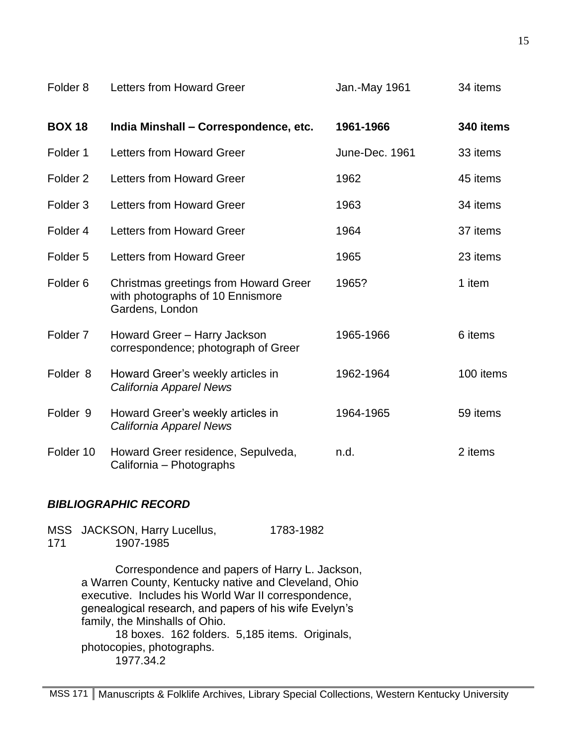| | | | |
|---|---|---|---|
| Folder 8 | Letters from Howard Greer | Jan.-May 1961 | 34 items |
| **BOX 18** | **India Minshall – Correspondence, etc.** | **1961-1966** | **340 items** |
| Folder 1 | Letters from Howard Greer | June-Dec. 1961 | 33 items |
| Folder 2 | Letters from Howard Greer | 1962 | 45 items |
| Folder 3 | Letters from Howard Greer | 1963 | 34 items |
| Folder 4 | Letters from Howard Greer | 1964 | 37 items |
| Folder 5 | Letters from Howard Greer | 1965 | 23 items |
| Folder 6 | Christmas greetings from Howard Greer with photographs of 10 Ennismore Gardens, London | 1965? | 1 item |
| Folder 7 | Howard Greer – Harry Jackson correspondence; photograph of Greer | 1965-1966 | 6 items |
| Folder 8 | Howard Greer's weekly articles in *California Apparel News* | 1962-1964 | 100 items |
| Folder 9 | Howard Greer's weekly articles in *California Apparel News* | 1964-1965 | 59 items |
| Folder 10 | Howard Greer residence, Sepulveda, California – Photographs | n.d. | 2 items |

### *BIBLIOGRAPHIC RECORD*

MSS 171 JACKSON, Harry Lucellus, 1907-1985 — 1783-1982

Correspondence and papers of Harry L. Jackson, a Warren County, Kentucky native and Cleveland, Ohio executive. Includes his World War II correspondence, genealogical research, and papers of his wife Evelyn's family, the Minshalls of Ohio.

18 boxes. 162 folders. 5,185 items. Originals, photocopies, photographs.

1977.34.2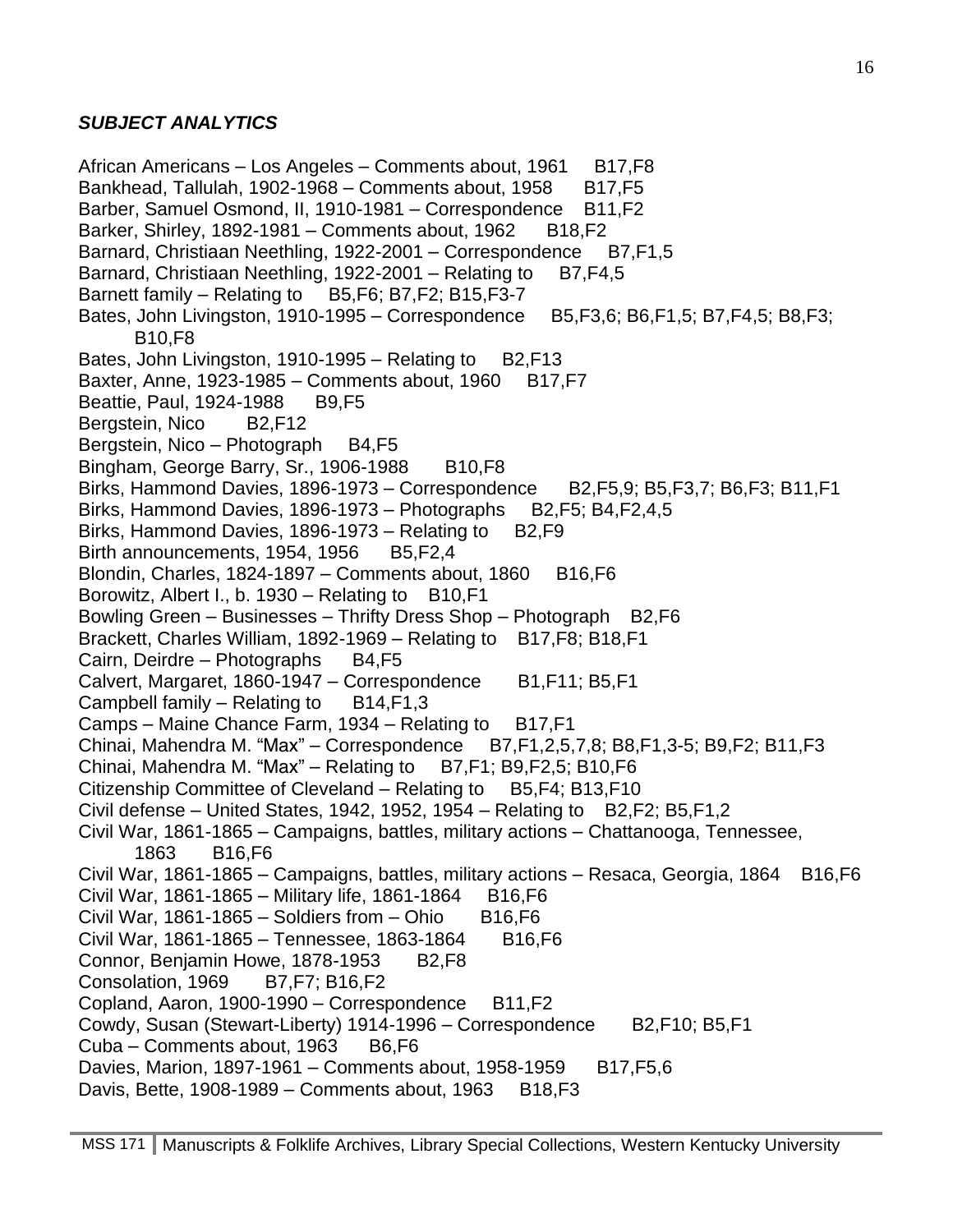***SUBJECT ANALYTICS***

African Americans – Los Angeles – Comments about, 1961 B17,F8
Bankhead, Tallulah, 1902-1968 – Comments about, 1958 B17,F5
Barber, Samuel Osmond, II, 1910-1981 – Correspondence B11,F2
Barker, Shirley, 1892-1981 – Comments about, 1962 B18,F2
Barnard, Christiaan Neethling, 1922-2001 – Correspondence B7,F1,5
Barnard, Christiaan Neethling, 1922-2001 – Relating to B7,F4,5
Barnett family – Relating to B5,F6; B7,F2; B15,F3-7
Bates, John Livingston, 1910-1995 – Correspondence B5,F3,6; B6,F1,5; B7,F4,5; B8,F3; B10,F8
Bates, John Livingston, 1910-1995 – Relating to B2,F13
Baxter, Anne, 1923-1985 – Comments about, 1960 B17,F7
Beattie, Paul, 1924-1988 B9,F5
Bergstein, Nico B2,F12
Bergstein, Nico – Photograph B4,F5
Bingham, George Barry, Sr., 1906-1988 B10,F8
Birks, Hammond Davies, 1896-1973 – Correspondence B2,F5,9; B5,F3,7; B6,F3; B11,F1
Birks, Hammond Davies, 1896-1973 – Photographs B2,F5; B4,F2,4,5
Birks, Hammond Davies, 1896-1973 – Relating to B2,F9
Birth announcements, 1954, 1956 B5,F2,4
Blondin, Charles, 1824-1897 – Comments about, 1860 B16,F6
Borowitz, Albert I., b. 1930 – Relating to B10,F1
Bowling Green – Businesses – Thrifty Dress Shop – Photograph B2,F6
Brackett, Charles William, 1892-1969 – Relating to B17,F8; B18,F1
Cairn, Deirdre – Photographs B4,F5
Calvert, Margaret, 1860-1947 – Correspondence B1,F11; B5,F1
Campbell family – Relating to B14,F1,3
Camps – Maine Chance Farm, 1934 – Relating to B17,F1
Chinai, Mahendra M. "Max" – Correspondence B7,F1,2,5,7,8; B8,F1,3-5; B9,F2; B11,F3
Chinai, Mahendra M. "Max" – Relating to B7,F1; B9,F2,5; B10,F6
Citizenship Committee of Cleveland – Relating to B5,F4; B13,F10
Civil defense – United States, 1942, 1952, 1954 – Relating to B2,F2; B5,F1,2
Civil War, 1861-1865 – Campaigns, battles, military actions – Chattanooga, Tennessee, 1863 B16,F6
Civil War, 1861-1865 – Campaigns, battles, military actions – Resaca, Georgia, 1864 B16,F6
Civil War, 1861-1865 – Military life, 1861-1864 B16,F6
Civil War, 1861-1865 – Soldiers from – Ohio B16,F6
Civil War, 1861-1865 – Tennessee, 1863-1864 B16,F6
Connor, Benjamin Howe, 1878-1953 B2,F8
Consolation, 1969 B7,F7; B16,F2
Copland, Aaron, 1900-1990 – Correspondence B11,F2
Cowdy, Susan (Stewart-Liberty) 1914-1996 – Correspondence B2,F10; B5,F1
Cuba – Comments about, 1963 B6,F6
Davies, Marion, 1897-1961 – Comments about, 1958-1959 B17,F5,6
Davis, Bette, 1908-1989 – Comments about, 1963 B18,F3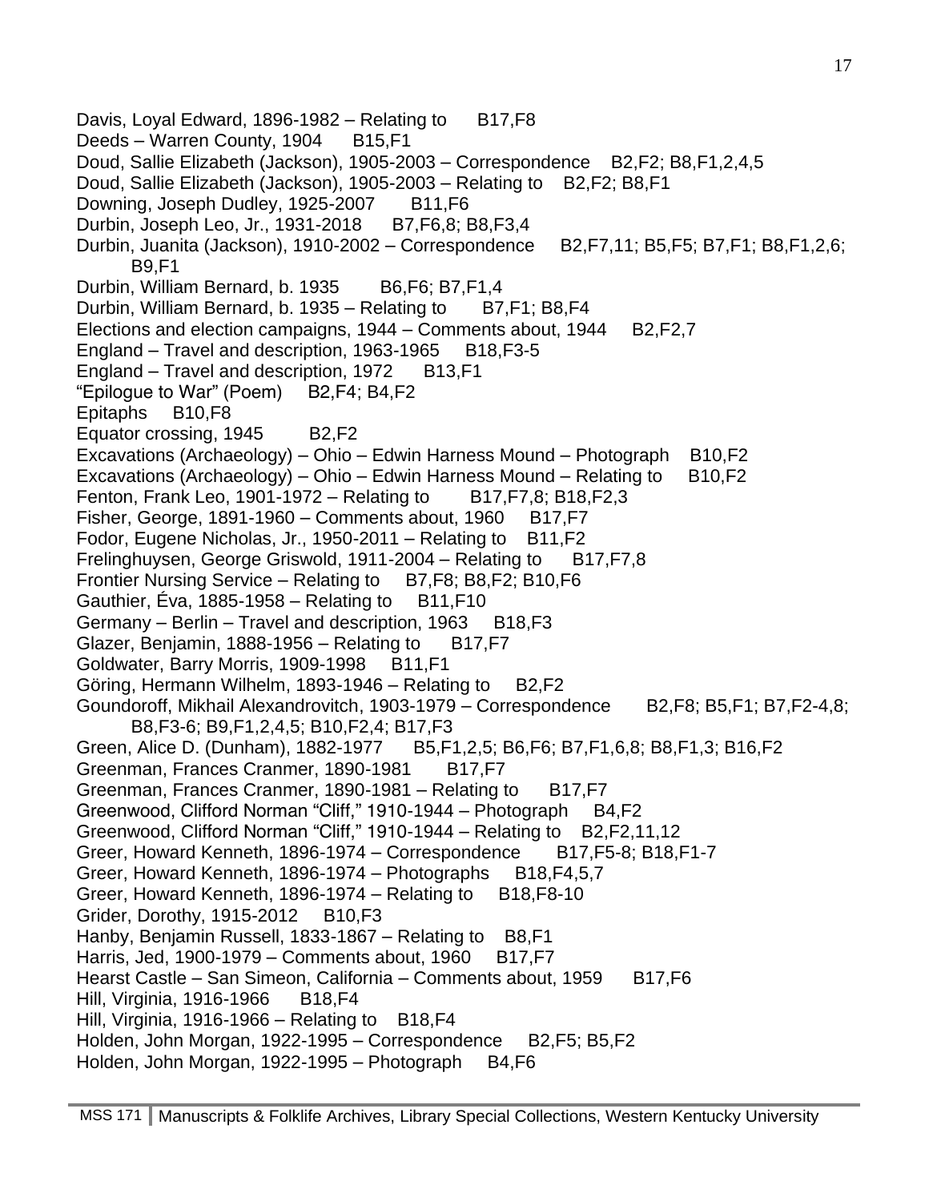Davis, Loyal Edward, 1896-1982 – Relating to B17,F8
Deeds – Warren County, 1904 B15,F1
Doud, Sallie Elizabeth (Jackson), 1905-2003 – Correspondence B2,F2; B8,F1,2,4,5
Doud, Sallie Elizabeth (Jackson), 1905-2003 – Relating to B2,F2; B8,F1
Downing, Joseph Dudley, 1925-2007 B11,F6
Durbin, Joseph Leo, Jr., 1931-2018 B7,F6,8; B8,F3,4
Durbin, Juanita (Jackson), 1910-2002 – Correspondence B2,F7,11; B5,F5; B7,F1; B8,F1,2,6; B9,F1
Durbin, William Bernard, b. 1935 B6,F6; B7,F1,4
Durbin, William Bernard, b. 1935 – Relating to B7,F1; B8,F4
Elections and election campaigns, 1944 – Comments about, 1944 B2,F2,7
England – Travel and description, 1963-1965 B18,F3-5
England – Travel and description, 1972 B13,F1
"Epilogue to War" (Poem) B2,F4; B4,F2
Epitaphs B10,F8
Equator crossing, 1945 B2,F2
Excavations (Archaeology) – Ohio – Edwin Harness Mound – Photograph B10,F2
Excavations (Archaeology) – Ohio – Edwin Harness Mound – Relating to B10,F2
Fenton, Frank Leo, 1901-1972 – Relating to B17,F7,8; B18,F2,3
Fisher, George, 1891-1960 – Comments about, 1960 B17,F7
Fodor, Eugene Nicholas, Jr., 1950-2011 – Relating to B11,F2
Frelinghuysen, George Griswold, 1911-2004 – Relating to B17,F7,8
Frontier Nursing Service – Relating to B7,F8; B8,F2; B10,F6
Gauthier, Éva, 1885-1958 – Relating to B11,F10
Germany – Berlin – Travel and description, 1963 B18,F3
Glazer, Benjamin, 1888-1956 – Relating to B17,F7
Goldwater, Barry Morris, 1909-1998 B11,F1
Göring, Hermann Wilhelm, 1893-1946 – Relating to B2,F2
Goundoroff, Mikhail Alexandrovitch, 1903-1979 – Correspondence B2,F8; B5,F1; B7,F2-4,8; B8,F3-6; B9,F1,2,4,5; B10,F2,4; B17,F3
Green, Alice D. (Dunham), 1882-1977 B5,F1,2,5; B6,F6; B7,F1,6,8; B8,F1,3; B16,F2
Greenman, Frances Cranmer, 1890-1981 B17,F7
Greenman, Frances Cranmer, 1890-1981 – Relating to B17,F7
Greenwood, Clifford Norman "Cliff," 1910-1944 – Photograph B4,F2
Greenwood, Clifford Norman "Cliff," 1910-1944 – Relating to B2,F2,11,12
Greer, Howard Kenneth, 1896-1974 – Correspondence B17,F5-8; B18,F1-7
Greer, Howard Kenneth, 1896-1974 – Photographs B18,F4,5,7
Greer, Howard Kenneth, 1896-1974 – Relating to B18,F8-10
Grider, Dorothy, 1915-2012 B10,F3
Hanby, Benjamin Russell, 1833-1867 – Relating to B8,F1
Harris, Jed, 1900-1979 – Comments about, 1960 B17,F7
Hearst Castle – San Simeon, California – Comments about, 1959 B17,F6
Hill, Virginia, 1916-1966 B18,F4
Hill, Virginia, 1916-1966 – Relating to B18,F4
Holden, John Morgan, 1922-1995 – Correspondence B2,F5; B5,F2
Holden, John Morgan, 1922-1995 – Photograph B4,F6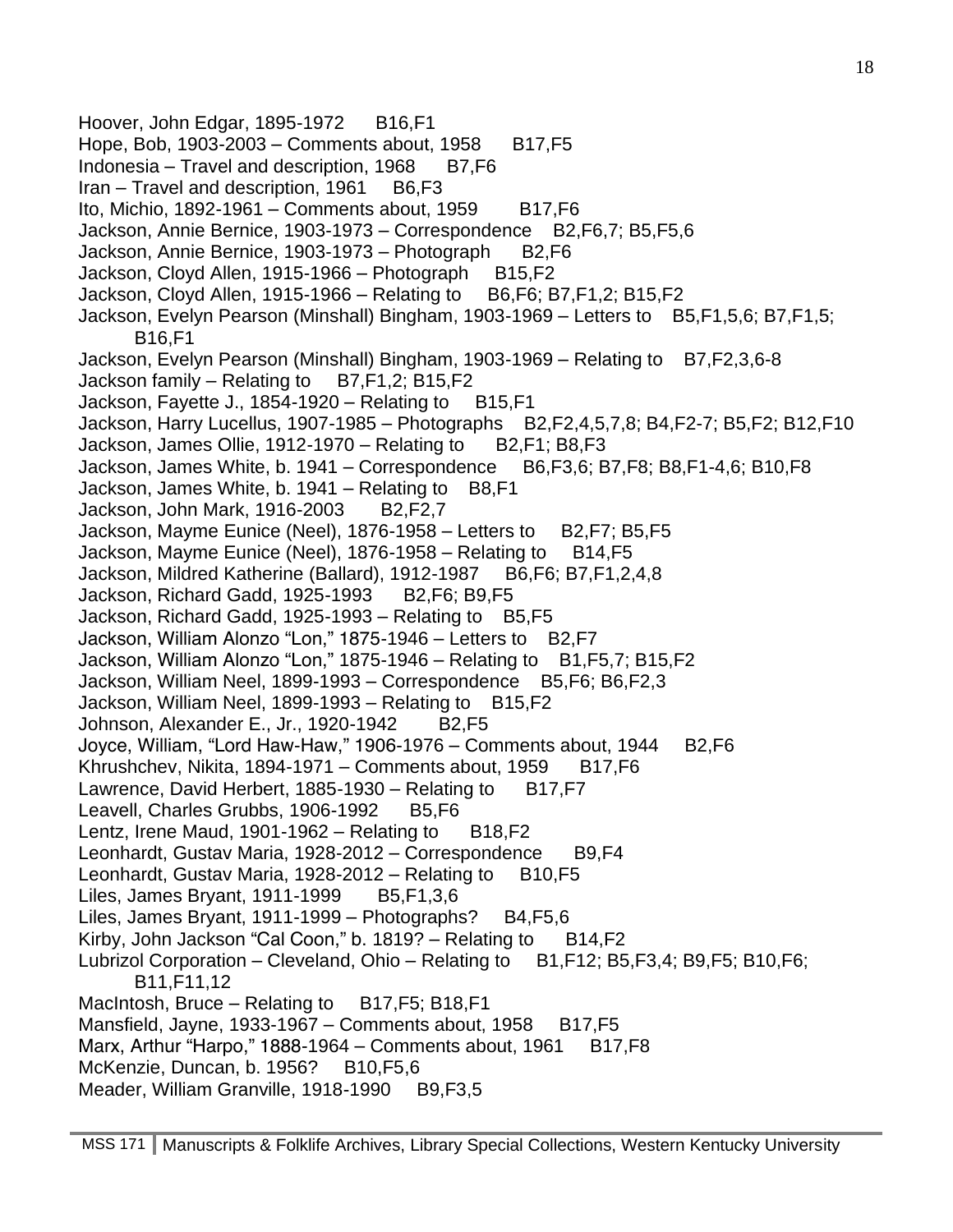Hoover, John Edgar, 1895-1972 B16,F1
Hope, Bob, 1903-2003 – Comments about, 1958 B17,F5
Indonesia – Travel and description, 1968 B7,F6
Iran – Travel and description, 1961 B6,F3
Ito, Michio, 1892-1961 – Comments about, 1959 B17,F6
Jackson, Annie Bernice, 1903-1973 – Correspondence B2,F6,7; B5,F5,6
Jackson, Annie Bernice, 1903-1973 – Photograph B2,F6
Jackson, Cloyd Allen, 1915-1966 – Photograph B15,F2
Jackson, Cloyd Allen, 1915-1966 – Relating to B6,F6; B7,F1,2; B15,F2
Jackson, Evelyn Pearson (Minshall) Bingham, 1903-1969 – Letters to B5,F1,5,6; B7,F1,5; B16,F1
Jackson, Evelyn Pearson (Minshall) Bingham, 1903-1969 – Relating to B7,F2,3,6-8
Jackson family – Relating to B7,F1,2; B15,F2
Jackson, Fayette J., 1854-1920 – Relating to B15,F1
Jackson, Harry Lucellus, 1907-1985 – Photographs B2,F2,4,5,7,8; B4,F2-7; B5,F2; B12,F10
Jackson, James Ollie, 1912-1970 – Relating to B2,F1; B8,F3
Jackson, James White, b. 1941 – Correspondence B6,F3,6; B7,F8; B8,F1-4,6; B10,F8
Jackson, James White, b. 1941 – Relating to B8,F1
Jackson, John Mark, 1916-2003 B2,F2,7
Jackson, Mayme Eunice (Neel), 1876-1958 – Letters to B2,F7; B5,F5
Jackson, Mayme Eunice (Neel), 1876-1958 – Relating to B14,F5
Jackson, Mildred Katherine (Ballard), 1912-1987 B6,F6; B7,F1,2,4,8
Jackson, Richard Gadd, 1925-1993 B2,F6; B9,F5
Jackson, Richard Gadd, 1925-1993 – Relating to B5,F5
Jackson, William Alonzo "Lon," 1875-1946 – Letters to B2,F7
Jackson, William Alonzo "Lon," 1875-1946 – Relating to B1,F5,7; B15,F2
Jackson, William Neel, 1899-1993 – Correspondence B5,F6; B6,F2,3
Jackson, William Neel, 1899-1993 – Relating to B15,F2
Johnson, Alexander E., Jr., 1920-1942 B2,F5
Joyce, William, "Lord Haw-Haw," 1906-1976 – Comments about, 1944 B2,F6
Khrushchev, Nikita, 1894-1971 – Comments about, 1959 B17,F6
Lawrence, David Herbert, 1885-1930 – Relating to B17,F7
Leavell, Charles Grubbs, 1906-1992 B5,F6
Lentz, Irene Maud, 1901-1962 – Relating to B18,F2
Leonhardt, Gustav Maria, 1928-2012 – Correspondence B9,F4
Leonhardt, Gustav Maria, 1928-2012 – Relating to B10,F5
Liles, James Bryant, 1911-1999 B5,F1,3,6
Liles, James Bryant, 1911-1999 – Photographs? B4,F5,6
Kirby, John Jackson "Cal Coon," b. 1819? – Relating to B14,F2
Lubrizol Corporation – Cleveland, Ohio – Relating to B1,F12; B5,F3,4; B9,F5; B10,F6; B11,F11,12
MacIntosh, Bruce – Relating to B17,F5; B18,F1
Mansfield, Jayne, 1933-1967 – Comments about, 1958 B17,F5
Marx, Arthur "Harpo," 1888-1964 – Comments about, 1961 B17,F8
McKenzie, Duncan, b. 1956? B10,F5,6
Meader, William Granville, 1918-1990 B9,F3,5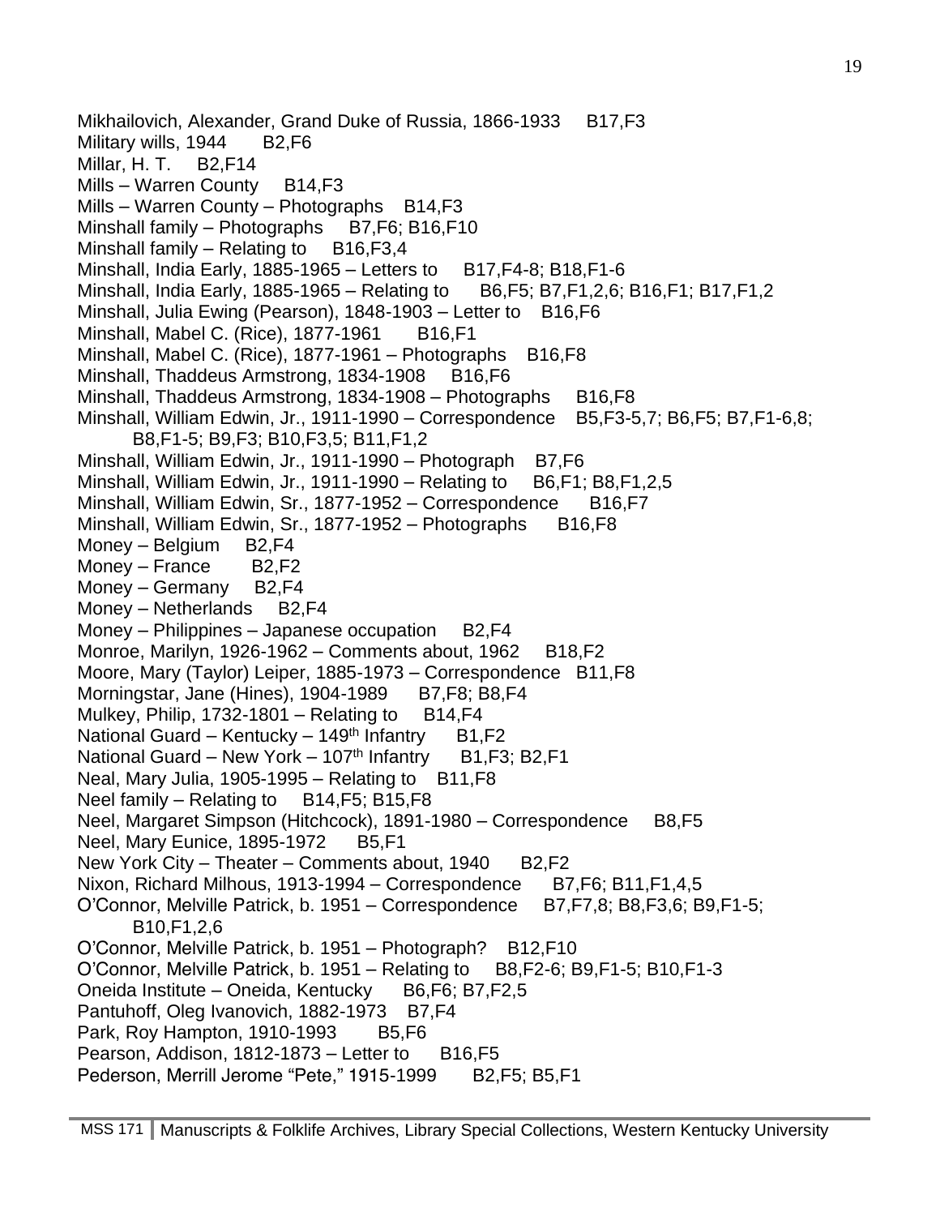Mikhailovich, Alexander, Grand Duke of Russia, 1866-1933 B17,F3
Military wills, 1944 B2,F6
Millar, H. T. B2,F14
Mills – Warren County B14,F3
Mills – Warren County – Photographs B14,F3
Minshall family – Photographs B7,F6; B16,F10
Minshall family – Relating to B16,F3,4
Minshall, India Early, 1885-1965 – Letters to B17,F4-8; B18,F1-6
Minshall, India Early, 1885-1965 – Relating to B6,F5; B7,F1,2,6; B16,F1; B17,F1,2
Minshall, Julia Ewing (Pearson), 1848-1903 – Letter to B16,F6
Minshall, Mabel C. (Rice), 1877-1961 B16,F1
Minshall, Mabel C. (Rice), 1877-1961 – Photographs B16,F8
Minshall, Thaddeus Armstrong, 1834-1908 B16,F6
Minshall, Thaddeus Armstrong, 1834-1908 – Photographs B16,F8
Minshall, William Edwin, Jr., 1911-1990 – Correspondence B5,F3-5,7; B6,F5; B7,F1-6,8; B8,F1-5; B9,F3; B10,F3,5; B11,F1,2
Minshall, William Edwin, Jr., 1911-1990 – Photograph B7,F6
Minshall, William Edwin, Jr., 1911-1990 – Relating to B6,F1; B8,F1,2,5
Minshall, William Edwin, Sr., 1877-1952 – Correspondence B16,F7
Minshall, William Edwin, Sr., 1877-1952 – Photographs B16,F8
Money – Belgium B2,F4
Money – France B2,F2
Money – Germany B2,F4
Money – Netherlands B2,F4
Money – Philippines – Japanese occupation B2,F4
Monroe, Marilyn, 1926-1962 – Comments about, 1962 B18,F2
Moore, Mary (Taylor) Leiper, 1885-1973 – Correspondence B11,F8
Morningstar, Jane (Hines), 1904-1989 B7,F8; B8,F4
Mulkey, Philip, 1732-1801 – Relating to B14,F4
National Guard – Kentucky – 149th Infantry B1,F2
National Guard – New York – 107th Infantry B1,F3; B2,F1
Neal, Mary Julia, 1905-1995 – Relating to B11,F8
Neel family – Relating to B14,F5; B15,F8
Neel, Margaret Simpson (Hitchcock), 1891-1980 – Correspondence B8,F5
Neel, Mary Eunice, 1895-1972 B5,F1
New York City – Theater – Comments about, 1940 B2,F2
Nixon, Richard Milhous, 1913-1994 – Correspondence B7,F6; B11,F1,4,5
O'Connor, Melville Patrick, b. 1951 – Correspondence B7,F7,8; B8,F3,6; B9,F1-5; B10,F1,2,6
O'Connor, Melville Patrick, b. 1951 – Photograph? B12,F10
O'Connor, Melville Patrick, b. 1951 – Relating to B8,F2-6; B9,F1-5; B10,F1-3
Oneida Institute – Oneida, Kentucky B6,F6; B7,F2,5
Pantuhoff, Oleg Ivanovich, 1882-1973 B7,F4
Park, Roy Hampton, 1910-1993 B5,F6
Pearson, Addison, 1812-1873 – Letter to B16,F5
Pederson, Merrill Jerome "Pete," 1915-1999 B2,F5; B5,F1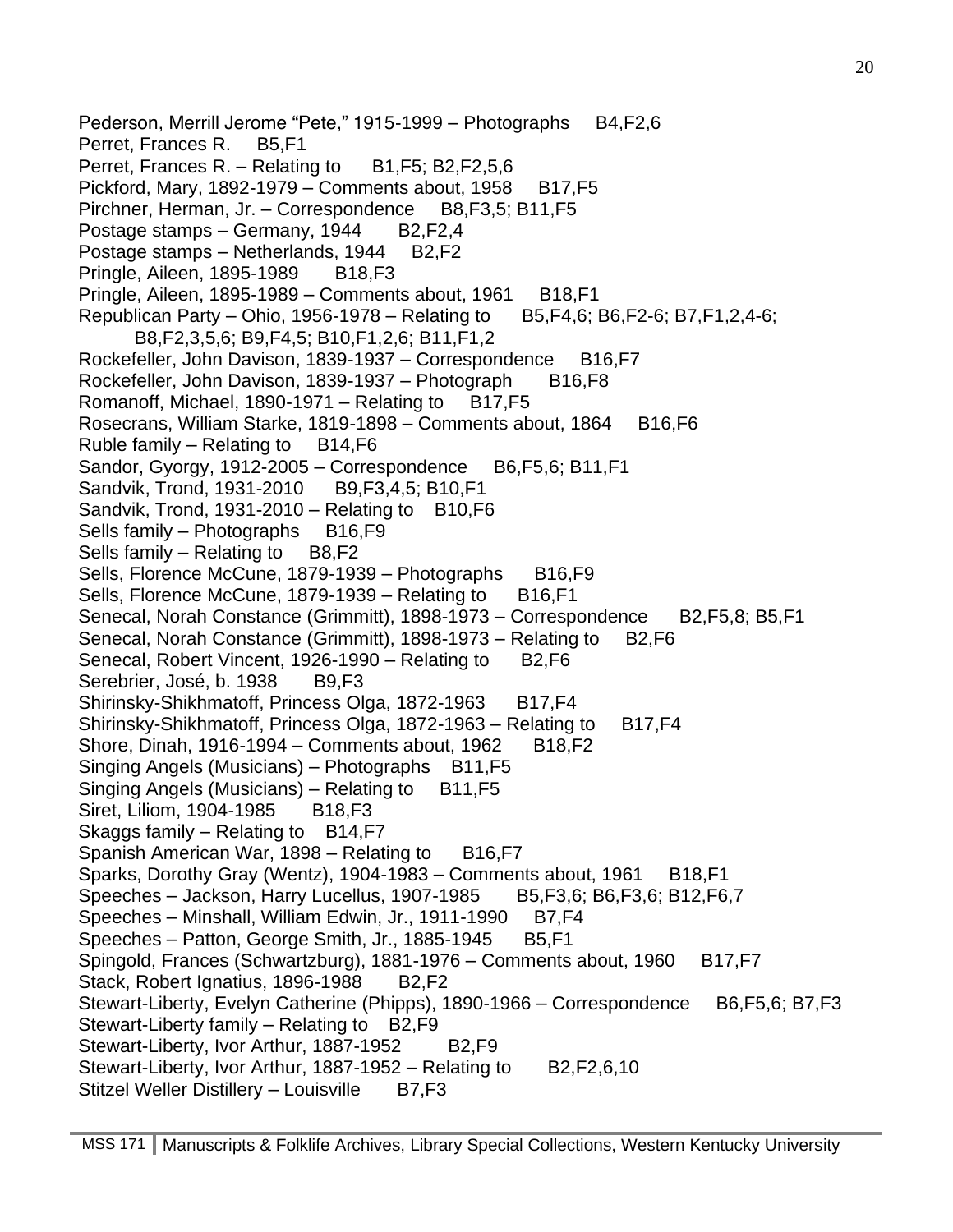Pederson, Merrill Jerome "Pete," 1915-1999 – Photographs B4,F2,6
Perret, Frances R. B5,F1
Perret, Frances R. – Relating to B1,F5; B2,F2,5,6
Pickford, Mary, 1892-1979 – Comments about, 1958 B17,F5
Pirchner, Herman, Jr. – Correspondence B8,F3,5; B11,F5
Postage stamps – Germany, 1944 B2,F2,4
Postage stamps – Netherlands, 1944 B2,F2
Pringle, Aileen, 1895-1989 B18,F3
Pringle, Aileen, 1895-1989 – Comments about, 1961 B18,F1
Republican Party – Ohio, 1956-1978 – Relating to B5,F4,6; B6,F2-6; B7,F1,2,4-6; B8,F2,3,5,6; B9,F4,5; B10,F1,2,6; B11,F1,2
Rockefeller, John Davison, 1839-1937 – Correspondence B16,F7
Rockefeller, John Davison, 1839-1937 – Photograph B16,F8
Romanoff, Michael, 1890-1971 – Relating to B17,F5
Rosecrans, William Starke, 1819-1898 – Comments about, 1864 B16,F6
Ruble family – Relating to B14,F6
Sandor, Gyorgy, 1912-2005 – Correspondence B6,F5,6; B11,F1
Sandvik, Trond, 1931-2010 B9,F3,4,5; B10,F1
Sandvik, Trond, 1931-2010 – Relating to B10,F6
Sells family – Photographs B16,F9
Sells family – Relating to B8,F2
Sells, Florence McCune, 1879-1939 – Photographs B16,F9
Sells, Florence McCune, 1879-1939 – Relating to B16,F1
Senecal, Norah Constance (Grimmitt), 1898-1973 – Correspondence B2,F5,8; B5,F1
Senecal, Norah Constance (Grimmitt), 1898-1973 – Relating to B2,F6
Senecal, Robert Vincent, 1926-1990 – Relating to B2,F6
Serebrier, José, b. 1938 B9,F3
Shirinsky-Shikhmatoff, Princess Olga, 1872-1963 B17,F4
Shirinsky-Shikhmatoff, Princess Olga, 1872-1963 – Relating to B17,F4
Shore, Dinah, 1916-1994 – Comments about, 1962 B18,F2
Singing Angels (Musicians) – Photographs B11,F5
Singing Angels (Musicians) – Relating to B11,F5
Siret, Liliom, 1904-1985 B18,F3
Skaggs family – Relating to B14,F7
Spanish American War, 1898 – Relating to B16,F7
Sparks, Dorothy Gray (Wentz), 1904-1983 – Comments about, 1961 B18,F1
Speeches – Jackson, Harry Lucellus, 1907-1985 B5,F3,6; B6,F3,6; B12,F6,7
Speeches – Minshall, William Edwin, Jr., 1911-1990 B7,F4
Speeches – Patton, George Smith, Jr., 1885-1945 B5,F1
Spingold, Frances (Schwartzburg), 1881-1976 – Comments about, 1960 B17,F7
Stack, Robert Ignatius, 1896-1988 B2,F2
Stewart-Liberty, Evelyn Catherine (Phipps), 1890-1966 – Correspondence B6,F5,6; B7,F3
Stewart-Liberty family – Relating to B2,F9
Stewart-Liberty, Ivor Arthur, 1887-1952 B2,F9
Stewart-Liberty, Ivor Arthur, 1887-1952 – Relating to B2,F2,6,10
Stitzel Weller Distillery – Louisville B7,F3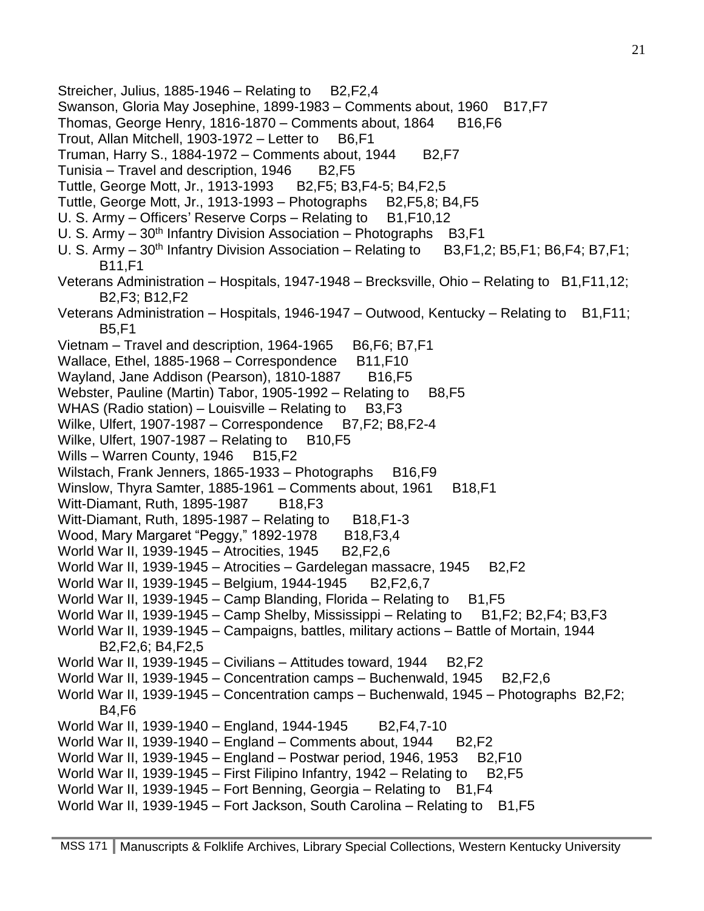Streicher, Julius, 1885-1946 – Relating to B2,F2,4
Swanson, Gloria May Josephine, 1899-1983 – Comments about, 1960 B17,F7
Thomas, George Henry, 1816-1870 – Comments about, 1864 B16,F6
Trout, Allan Mitchell, 1903-1972 – Letter to B6,F1
Truman, Harry S., 1884-1972 – Comments about, 1944 B2,F7
Tunisia – Travel and description, 1946 B2,F5
Tuttle, George Mott, Jr., 1913-1993 B2,F5; B3,F4-5; B4,F2,5
Tuttle, George Mott, Jr., 1913-1993 – Photographs B2,F5,8; B4,F5
U. S. Army – Officers' Reserve Corps – Relating to B1,F10,12
U. S. Army – 30th Infantry Division Association – Photographs B3,F1
U. S. Army – 30th Infantry Division Association – Relating to B3,F1,2; B5,F1; B6,F4; B7,F1; B11,F1
Veterans Administration – Hospitals, 1947-1948 – Brecksville, Ohio – Relating to B1,F11,12; B2,F3; B12,F2
Veterans Administration – Hospitals, 1946-1947 – Outwood, Kentucky – Relating to B1,F11; B5,F1
Vietnam – Travel and description, 1964-1965 B6,F6; B7,F1
Wallace, Ethel, 1885-1968 – Correspondence B11,F10
Wayland, Jane Addison (Pearson), 1810-1887 B16,F5
Webster, Pauline (Martin) Tabor, 1905-1992 – Relating to B8,F5
WHAS (Radio station) – Louisville – Relating to B3,F3
Wilke, Ulfert, 1907-1987 – Correspondence B7,F2; B8,F2-4
Wilke, Ulfert, 1907-1987 – Relating to B10,F5
Wills – Warren County, 1946 B15,F2
Wilstach, Frank Jenners, 1865-1933 – Photographs B16,F9
Winslow, Thyra Samter, 1885-1961 – Comments about, 1961 B18,F1
Witt-Diamant, Ruth, 1895-1987 B18,F3
Witt-Diamant, Ruth, 1895-1987 – Relating to B18,F1-3
Wood, Mary Margaret "Peggy," 1892-1978 B18,F3,4
World War II, 1939-1945 – Atrocities, 1945 B2,F2,6
World War II, 1939-1945 – Atrocities – Gardelegan massacre, 1945 B2,F2
World War II, 1939-1945 – Belgium, 1944-1945 B2,F2,6,7
World War II, 1939-1945 – Camp Blanding, Florida – Relating to B1,F5
World War II, 1939-1945 – Camp Shelby, Mississippi – Relating to B1,F2; B2,F4; B3,F3
World War II, 1939-1945 – Campaigns, battles, military actions – Battle of Mortain, 1944 B2,F2,6; B4,F2,5
World War II, 1939-1945 – Civilians – Attitudes toward, 1944 B2,F2
World War II, 1939-1945 – Concentration camps – Buchenwald, 1945 B2,F2,6
World War II, 1939-1945 – Concentration camps – Buchenwald, 1945 – Photographs B2,F2; B4,F6
World War II, 1939-1940 – England, 1944-1945 B2,F4,7-10
World War II, 1939-1940 – England – Comments about, 1944 B2,F2
World War II, 1939-1945 – England – Postwar period, 1946, 1953 B2,F10
World War II, 1939-1945 – First Filipino Infantry, 1942 – Relating to B2,F5
World War II, 1939-1945 – Fort Benning, Georgia – Relating to B1,F4
World War II, 1939-1945 – Fort Jackson, South Carolina – Relating to B1,F5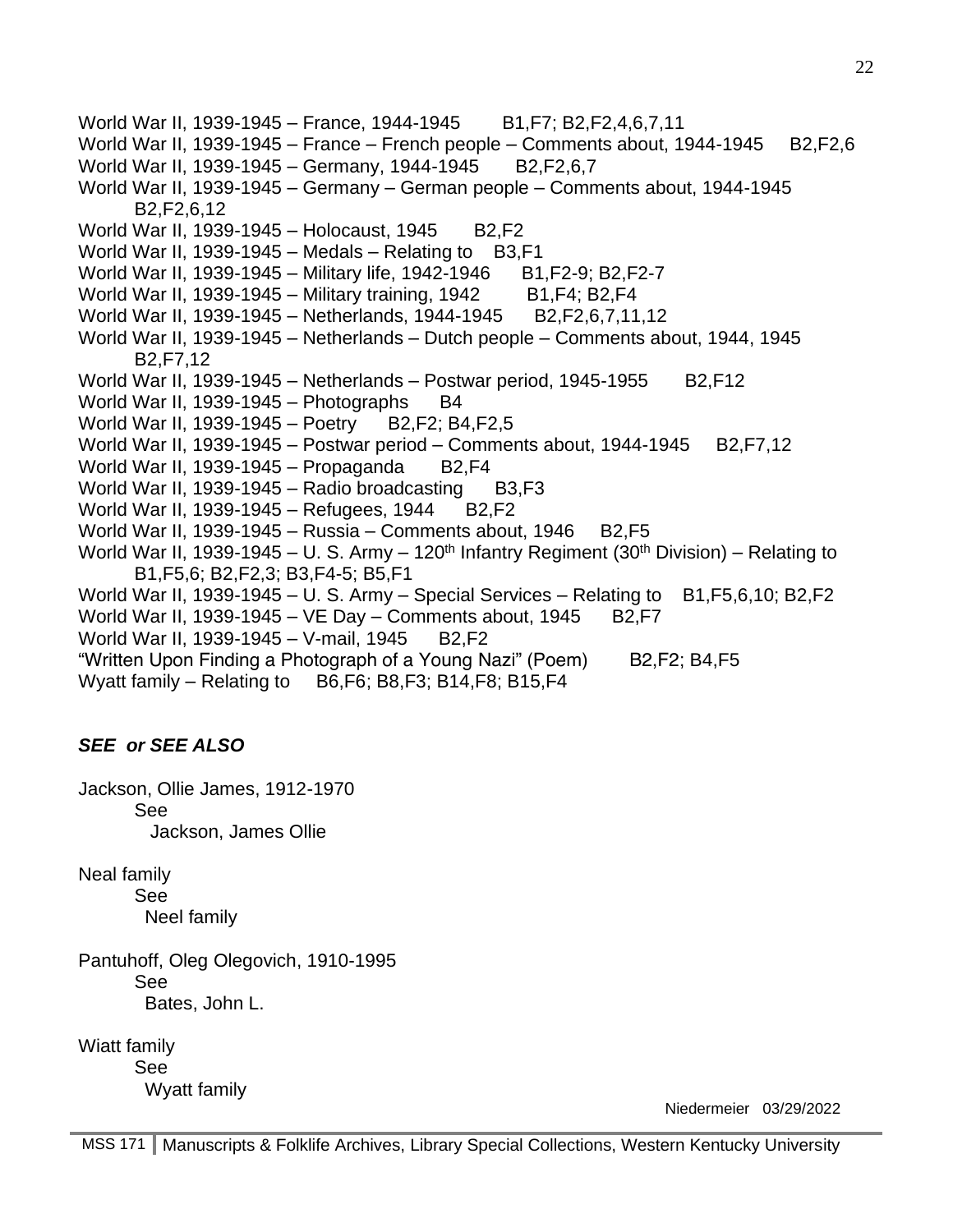World War II, 1939-1945 – France, 1944-1945 B1,F7; B2,F2,4,6,7,11
World War II, 1939-1945 – France – French people – Comments about, 1944-1945 B2,F2,6
World War II, 1939-1945 – Germany, 1944-1945 B2,F2,6,7
World War II, 1939-1945 – Germany – German people – Comments about, 1944-1945 B2,F2,6,12
World War II, 1939-1945 – Holocaust, 1945 B2,F2
World War II, 1939-1945 – Medals – Relating to B3,F1
World War II, 1939-1945 – Military life, 1942-1946 B1,F2-9; B2,F2-7
World War II, 1939-1945 – Military training, 1942 B1,F4; B2,F4
World War II, 1939-1945 – Netherlands, 1944-1945 B2,F2,6,7,11,12
World War II, 1939-1945 – Netherlands – Dutch people – Comments about, 1944, 1945 B2,F7,12
World War II, 1939-1945 – Netherlands – Postwar period, 1945-1955 B2,F12
World War II, 1939-1945 – Photographs B4
World War II, 1939-1945 – Poetry B2,F2; B4,F2,5
World War II, 1939-1945 – Postwar period – Comments about, 1944-1945 B2,F7,12
World War II, 1939-1945 – Propaganda B2,F4
World War II, 1939-1945 – Radio broadcasting B3,F3
World War II, 1939-1945 – Refugees, 1944 B2,F2
World War II, 1939-1945 – Russia – Comments about, 1946 B2,F5
World War II, 1939-1945 – U. S. Army – 120th Infantry Regiment (30th Division) – Relating to B1,F5,6; B2,F2,3; B3,F4-5; B5,F1
World War II, 1939-1945 – U. S. Army – Special Services – Relating to B1,F5,6,10; B2,F2
World War II, 1939-1945 – VE Day – Comments about, 1945 B2,F7
World War II, 1939-1945 – V-mail, 1945 B2,F2
"Written Upon Finding a Photograph of a Young Nazi" (Poem) B2,F2; B4,F5
Wyatt family – Relating to B6,F6; B8,F3; B14,F8; B15,F4

***SEE or SEE ALSO***

Jackson, Ollie James, 1912-1970
See
Jackson, James Ollie

Neal family
See
Neel family

Pantuhoff, Oleg Olegovich, 1910-1995
See
Bates, John L.

Wiatt family
See
Wyatt family

Niedermeier 03/29/2022